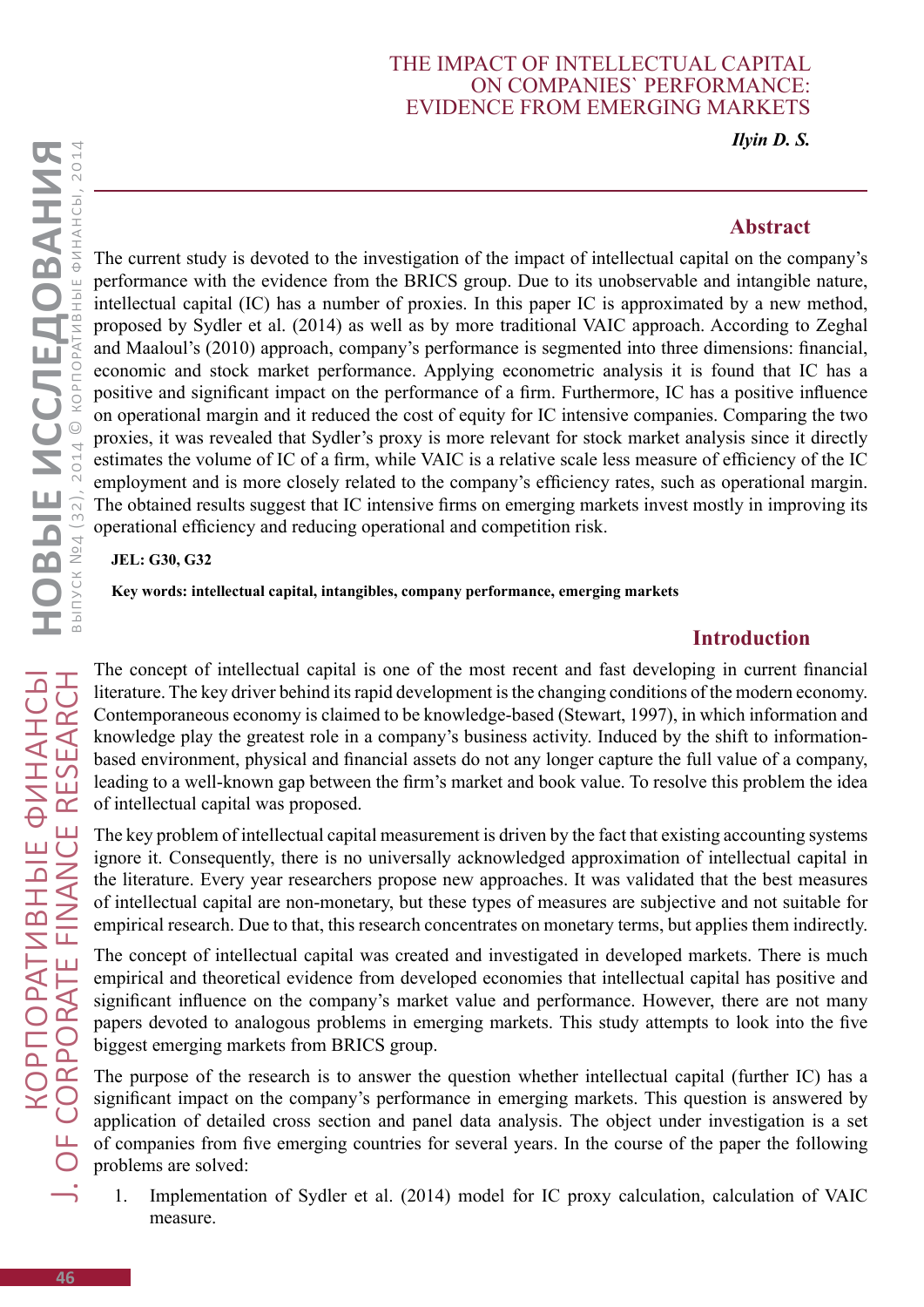# THE IMPACT OF INTELLECTUAL CAPITAL ON COMPANIES` PERFORMANCE: EVIDENCE FROM EMERGING MARKETS

***Ilyin D. S.***

## Abstract

The current study is devoted to the investigation of the impact of intellectual capital on the company's performance with the evidence from the BRICS group. Due to its unobservable and intangible nature, intellectual capital (IC) has a number of proxies. In this paper IC is approximated by a new method, proposed by Sydler et al. (2014) as well as by more traditional VAIC approach. According to Zeghal and Maaloul's (2010) approach, company's performance is segmented into three dimensions: financial, economic and stock market performance. Applying econometric analysis it is found that IC has a positive and significant impact on the performance of a firm. Furthermore, IC has a positive influence on operational margin and it reduced the cost of equity for IC intensive companies. Comparing the two proxies, it was revealed that Sydler's proxy is more relevant for stock market analysis since it directly estimates the volume of IC of a firm, while VAIC is a relative scale less measure of efficiency of the IC employment and is more closely related to the company's efficiency rates, such as operational margin. The obtained results suggest that IC intensive firms on emerging markets invest mostly in improving its operational efficiency and reducing operational and competition risk.

**JEL: G30, G32**

**Key words: intellectual capital, intangibles, company performance, emerging markets**

## Introduction

The concept of intellectual capital is one of the most recent and fast developing in current financial literature. The key driver behind its rapid development is the changing conditions of the modern economy. Contemporaneous economy is claimed to be knowledge-based (Stewart, 1997), in which information and knowledge play the greatest role in a company's business activity. Induced by the shift to information-based environment, physical and financial assets do not any longer capture the full value of a company, leading to a well-known gap between the firm's market and book value. To resolve this problem the idea of intellectual capital was proposed.

The key problem of intellectual capital measurement is driven by the fact that existing accounting systems ignore it. Consequently, there is no universally acknowledged approximation of intellectual capital in the literature. Every year researchers propose new approaches. It was validated that the best measures of intellectual capital are non-monetary, but these types of measures are subjective and not suitable for empirical research. Due to that, this research concentrates on monetary terms, but applies them indirectly.

The concept of intellectual capital was created and investigated in developed markets. There is much empirical and theoretical evidence from developed economies that intellectual capital has positive and significant influence on the company's market value and performance. However, there are not many papers devoted to analogous problems in emerging markets. This study attempts to look into the five biggest emerging markets from BRICS group.

The purpose of the research is to answer the question whether intellectual capital (further IC) has a significant impact on the company's performance in emerging markets. This question is answered by application of detailed cross section and panel data analysis. The object under investigation is a set of companies from five emerging countries for several years. In the course of the paper the following problems are solved:

1. Implementation of Sydler et al. (2014) model for IC proxy calculation, calculation of VAIC measure.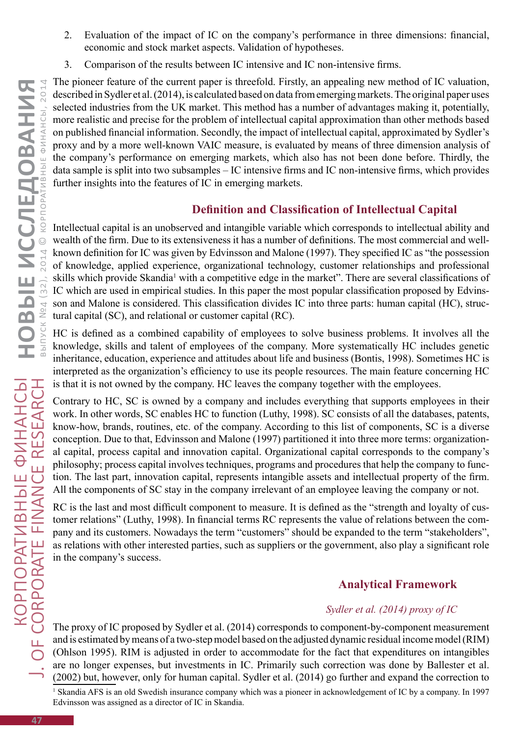2. Evaluation of the impact of IC on the company's performance in three dimensions: financial, economic and stock market aspects. Validation of hypotheses.

3. Comparison of the results between IC intensive and IC non-intensive firms.

The pioneer feature of the current paper is threefold. Firstly, an appealing new method of IC valuation, described in Sydler et al. (2014), is calculated based on data from emerging markets. The original paper uses selected industries from the UK market. This method has a number of advantages making it, potentially, more realistic and precise for the problem of intellectual capital approximation than other methods based on published financial information. Secondly, the impact of intellectual capital, approximated by Sydler's proxy and by a more well-known VAIC measure, is evaluated by means of three dimension analysis of the company's performance on emerging markets, which also has not been done before. Thirdly, the data sample is split into two subsamples – IC intensive firms and IC non-intensive firms, which provides further insights into the features of IC in emerging markets.

## Definition and Classification of Intellectual Capital

Intellectual capital is an unobserved and intangible variable which corresponds to intellectual ability and wealth of the firm. Due to its extensiveness it has a number of definitions. The most commercial and well-known definition for IC was given by Edvinsson and Malone (1997). They specified IC as "the possession of knowledge, applied experience, organizational technology, customer relationships and professional skills which provide Skandia[1] with a competitive edge in the market". There are several classifications of IC which are used in empirical studies. In this paper the most popular classification proposed by Edvinsson and Malone is considered. This classification divides IC into three parts: human capital (HC), structural capital (SC), and relational or customer capital (RC).

HC is defined as a combined capability of employees to solve business problems. It involves all the knowledge, skills and talent of employees of the company. More systematically HC includes genetic inheritance, education, experience and attitudes about life and business (Bontis, 1998). Sometimes HC is interpreted as the organization's efficiency to use its people resources. The main feature concerning HC is that it is not owned by the company. HC leaves the company together with the employees.

Contrary to HC, SC is owned by a company and includes everything that supports employees in their work. In other words, SC enables HC to function (Luthy, 1998). SC consists of all the databases, patents, know-how, brands, routines, etc. of the company. According to this list of components, SC is a diverse conception. Due to that, Edvinsson and Malone (1997) partitioned it into three more terms: organizational capital, process capital and innovation capital. Organizational capital corresponds to the company's philosophy; process capital involves techniques, programs and procedures that help the company to function. The last part, innovation capital, represents intangible assets and intellectual property of the firm. All the components of SC stay in the company irrelevant of an employee leaving the company or not.

RC is the last and most difficult component to measure. It is defined as the "strength and loyalty of customer relations" (Luthy, 1998). In financial terms RC represents the value of relations between the company and its customers. Nowadays the term "customers" should be expanded to the term "stakeholders", as relations with other interested parties, such as suppliers or the government, also play a significant role in the company's success.

## Analytical Framework

### *Sydler et al. (2014) proxy of IC*

The proxy of IC proposed by Sydler et al. (2014) corresponds to component-by-component measurement and is estimated by means of a two-step model based on the adjusted dynamic residual income model (RIM) (Ohlson 1995). RIM is adjusted in order to accommodate for the fact that expenditures on intangibles are no longer expenses, but investments in IC. Primarily such correction was done by Ballester et al. (2002) but, however, only for human capital. Sydler et al. (2014) go further and expand the correction to

[1] Skandia AFS is an old Swedish insurance company which was a pioneer in acknowledgement of IC by a company. In 1997 Edvinsson was assigned as a director of IC in Skandia.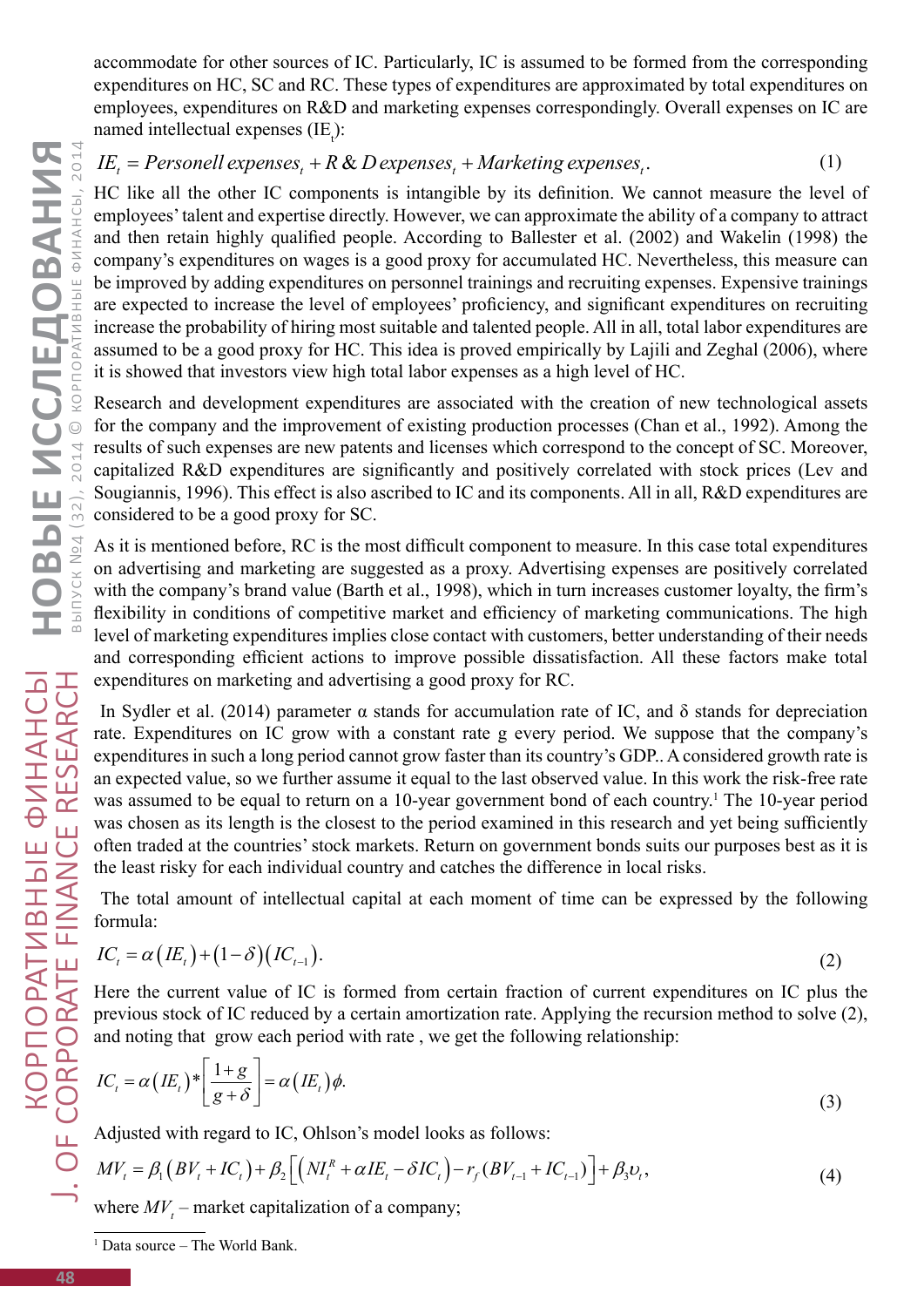accommodate for other sources of IC. Particularly, IC is assumed to be formed from the corresponding expenditures on HC, SC and RC. These types of expenditures are approximated by total expenditures on employees, expenditures on R&D and marketing expenses correspondingly. Overall expenses on IC are named intellectual expenses ($IE_t$):

$$IE_t = Personell\ expenses_t + R\&D\ expenses_t + Marketing\ expenses_t. \quad (1)$$

HC like all the other IC components is intangible by its definition. We cannot measure the level of employees' talent and expertise directly. However, we can approximate the ability of a company to attract and then retain highly qualified people. According to Ballester et al. (2002) and Wakelin (1998) the company's expenditures on wages is a good proxy for accumulated HC. Nevertheless, this measure can be improved by adding expenditures on personnel trainings and recruiting expenses. Expensive trainings are expected to increase the level of employees' proficiency, and significant expenditures on recruiting increase the probability of hiring most suitable and talented people. All in all, total labor expenditures are assumed to be a good proxy for HC. This idea is proved empirically by Lajili and Zeghal (2006), where it is showed that investors view high total labor expenses as a high level of HC.

Research and development expenditures are associated with the creation of new technological assets for the company and the improvement of existing production processes (Chan et al., 1992). Among the results of such expenses are new patents and licenses which correspond to the concept of SC. Moreover, capitalized R&D expenditures are significantly and positively correlated with stock prices (Lev and Sougiannis, 1996). This effect is also ascribed to IC and its components. All in all, R&D expenditures are considered to be a good proxy for SC.

As it is mentioned before, RC is the most difficult component to measure. In this case total expenditures on advertising and marketing are suggested as a proxy. Advertising expenses are positively correlated with the company's brand value (Barth et al., 1998), which in turn increases customer loyalty, the firm's flexibility in conditions of competitive market and efficiency of marketing communications. The high level of marketing expenditures implies close contact with customers, better understanding of their needs and corresponding efficient actions to improve possible dissatisfaction. All these factors make total expenditures on marketing and advertising a good proxy for RC.

In Sydler et al. (2014) parameter α stands for accumulation rate of IC, and δ stands for depreciation rate. Expenditures on IC grow with a constant rate g every period. We suppose that the company's expenditures in such a long period cannot grow faster than its country's GDP.. A considered growth rate is an expected value, so we further assume it equal to the last observed value. In this work the risk-free rate was assumed to be equal to return on a 10-year government bond of each country.[1] The 10-year period was chosen as its length is the closest to the period examined in this research and yet being sufficiently often traded at the countries' stock markets. Return on government bonds suits our purposes best as it is the least risky for each individual country and catches the difference in local risks.

The total amount of intellectual capital at each moment of time can be expressed by the following formula:

$$IC_t = \alpha(IE_t) + (1-\delta)(IC_{t-1}). \quad (2)$$

Here the current value of IC is formed from certain fraction of current expenditures on IC plus the previous stock of IC reduced by a certain amortization rate. Applying the recursion method to solve (2), and noting that grow each period with rate , we get the following relationship:

$$IC_t = \alpha(IE_t) * \left[\frac{1+g}{g+\delta}\right] = \alpha(IE_t)\phi. \quad (3)$$

Adjusted with regard to IC, Ohlson's model looks as follows:

$$MV_t = \beta_1(BV_t + IC_t) + \beta_2\left[\left(NI_t^R + \alpha IE_t - \delta IC_t\right) - r_f(BV_{t-1} + IC_{t-1})\right] + \beta_3 \upsilon_t, \quad (4)$$

where $MV_t$ – market capitalization of a company;

[1] Data source – The World Bank.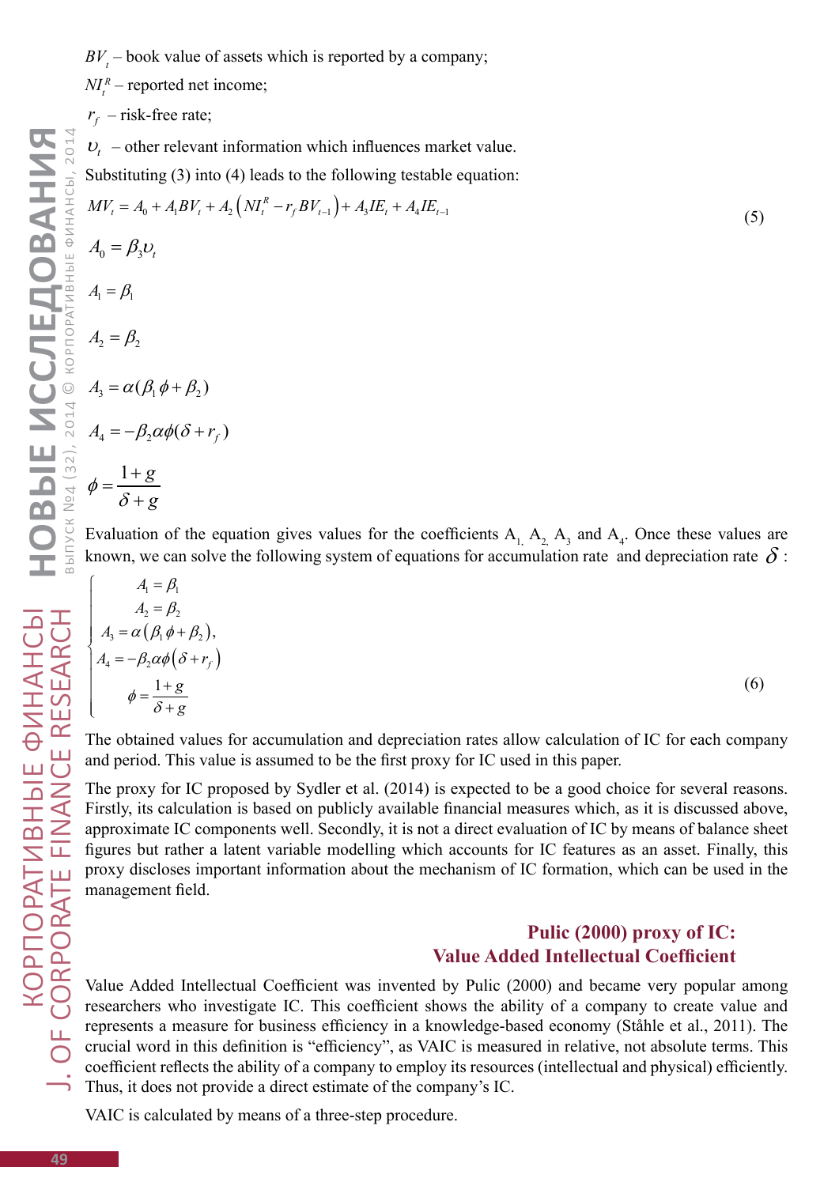$BV_t$ – book value of assets which is reported by a company;

$NI_t^R$ – reported net income;

$r_f$ – risk-free rate;

$\upsilon_t$ – other relevant information which influences market value.

Substituting (3) into (4) leads to the following testable equation:

$$MV_t = A_0 + A_1 BV_t + A_2\left(NI_t^R - r_f BV_{t-1}\right) + A_3 IE_t + A_4 IE_{t-1} \tag{5}$$

$$A_0 = \beta_3 \upsilon_t$$

$$A_1 = \beta_1$$

$$A_2 = \beta_2$$

$$A_3 = \alpha(\beta_1 \phi + \beta_2)$$

$$A_4 = -\beta_2 \alpha \phi (\delta + r_f)$$

$$\phi = \frac{1+g}{\delta + g}$$

Evaluation of the equation gives values for the coefficients $A_1$, $A_2$, $A_3$ and $A_4$. Once these values are known, we can solve the following system of equations for accumulation rate and depreciation rate $\delta$:

$$\begin{cases} A_1 = \beta_1 \\ A_2 = \beta_2 \\ A_3 = \alpha\left(\beta_1 \phi + \beta_2\right), \\ A_4 = -\beta_2 \alpha \phi \left(\delta + r_f\right) \\ \phi = \dfrac{1+g}{\delta + g} \end{cases} \tag{6}$$

The obtained values for accumulation and depreciation rates allow calculation of IC for each company and period. This value is assumed to be the first proxy for IC used in this paper.

The proxy for IC proposed by Sydler et al. (2014) is expected to be a good choice for several reasons. Firstly, its calculation is based on publicly available financial measures which, as it is discussed above, approximate IC components well. Secondly, it is not a direct evaluation of IC by means of balance sheet figures but rather a latent variable modelling which accounts for IC features as an asset. Finally, this proxy discloses important information about the mechanism of IC formation, which can be used in the management field.

## Pulic (2000) proxy of IC: Value Added Intellectual Coefficient

Value Added Intellectual Coefficient was invented by Pulic (2000) and became very popular among researchers who investigate IC. This coefficient shows the ability of a company to create value and represents a measure for business efficiency in a knowledge-based economy (Ståhle et al., 2011). The crucial word in this definition is "efficiency", as VAIC is measured in relative, not absolute terms. This coefficient reflects the ability of a company to employ its resources (intellectual and physical) efficiently. Thus, it does not provide a direct estimate of the company's IC.

VAIC is calculated by means of a three-step procedure.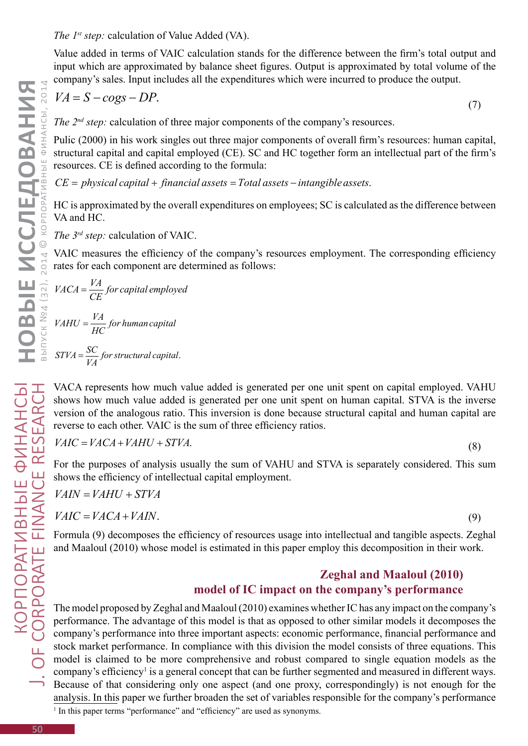*The 1st step:* calculation of Value Added (VA).

Value added in terms of VAIC calculation stands for the difference between the firm's total output and input which are approximated by balance sheet figures. Output is approximated by total volume of the company's sales. Input includes all the expenditures which were incurred to produce the output.

$$VA = S - cogs - DP. \tag{7}$$

*The 2nd step:* calculation of three major components of the company's resources.

Pulic (2000) in his work singles out three major components of overall firm's resources: human capital, structural capital and capital employed (CE). SC and HC together form an intellectual part of the firm's resources. CE is defined according to the formula:

$$CE = physical\ capital + financial\ assets = Total\ assets - intangible\ assets.$$

HC is approximated by the overall expenditures on employees; SC is calculated as the difference between VA and HC.

*The 3rd step:* calculation of VAIC.

VAIC measures the efficiency of the company's resources employment. The corresponding efficiency rates for each component are determined as follows:

$$VACA = \frac{VA}{CE}\ for\ capital\ employed$$

$$VAHU = \frac{VA}{HC}\ for\ human\ capital$$

$$STVA = \frac{SC}{VA}\ for\ structural\ capital.$$

VACA represents how much value added is generated per one unit spent on capital employed. VAHU shows how much value added is generated per one unit spent on human capital. STVA is the inverse version of the analogous ratio. This inversion is done because structural capital and human capital are reverse to each other. VAIC is the sum of three efficiency ratios.

$$VAIC = VACA + VAHU + STVA. \tag{8}$$

For the purposes of analysis usually the sum of VAHU and STVA is separately considered. This sum shows the efficiency of intellectual capital employment.

$$VAIN = VAHU + STVA$$

$$VAIC = VACA + VAIN. \tag{9}$$

Formula (9) decomposes the efficiency of resources usage into intellectual and tangible aspects. Zeghal and Maaloul (2010) whose model is estimated in this paper employ this decomposition in their work.

## Zeghal and Maaloul (2010) model of IC impact on the company's performance

The model proposed by Zeghal and Maaloul (2010) examines whether IC has any impact on the company's performance. The advantage of this model is that as opposed to other similar models it decomposes the company's performance into three important aspects: economic performance, financial performance and stock market performance. In compliance with this division the model consists of three equations. This model is claimed to be more comprehensive and robust compared to single equation models as the company's efficiency[1] is a general concept that can be further segmented and measured in different ways. Because of that considering only one aspect (and one proxy, correspondingly) is not enough for the analysis. In this paper we further broaden the set of variables responsible for the company's performance

[1] In this paper terms "performance" and "efficiency" are used as synonyms.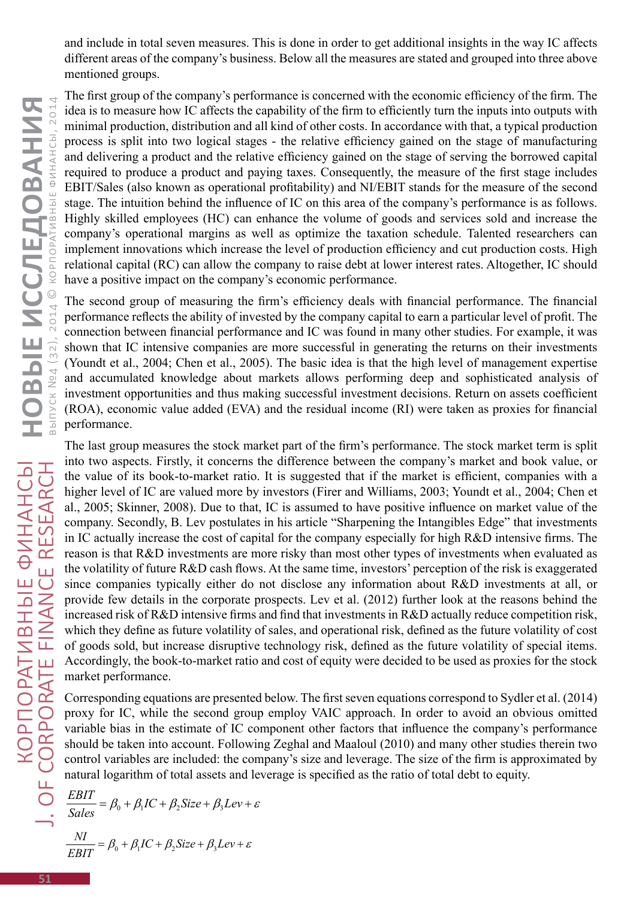and include in total seven measures. This is done in order to get additional insights in the way IC affects different areas of the company's business. Below all the measures are stated and grouped into three above mentioned groups.

The first group of the company's performance is concerned with the economic efficiency of the firm. The idea is to measure how IC affects the capability of the firm to efficiently turn the inputs into outputs with minimal production, distribution and all kind of other costs. In accordance with that, a typical production process is split into two logical stages - the relative efficiency gained on the stage of manufacturing and delivering a product and the relative efficiency gained on the stage of serving the borrowed capital required to produce a product and paying taxes. Consequently, the measure of the first stage includes EBIT/Sales (also known as operational profitability) and NI/EBIT stands for the measure of the second stage. The intuition behind the influence of IC on this area of the company's performance is as follows. Highly skilled employees (HC) can enhance the volume of goods and services sold and increase the company's operational margins as well as optimize the taxation schedule. Talented researchers can implement innovations which increase the level of production efficiency and cut production costs. High relational capital (RC) can allow the company to raise debt at lower interest rates. Altogether, IC should have a positive impact on the company's economic performance.

The second group of measuring the firm's efficiency deals with financial performance. The financial performance reflects the ability of invested by the company capital to earn a particular level of profit. The connection between financial performance and IC was found in many other studies. For example, it was shown that IC intensive companies are more successful in generating the returns on their investments (Youndt et al., 2004; Chen et al., 2005). The basic idea is that the high level of management expertise and accumulated knowledge about markets allows performing deep and sophisticated analysis of investment opportunities and thus making successful investment decisions. Return on assets coefficient (ROA), economic value added (EVA) and the residual income (RI) were taken as proxies for financial performance.

The last group measures the stock market part of the firm's performance. The stock market term is split into two aspects. Firstly, it concerns the difference between the company's market and book value, or the value of its book-to-market ratio. It is suggested that if the market is efficient, companies with a higher level of IC are valued more by investors (Firer and Williams, 2003; Youndt et al., 2004; Chen et al., 2005; Skinner, 2008). Due to that, IC is assumed to have positive influence on market value of the company. Secondly, B. Lev postulates in his article "Sharpening the Intangibles Edge" that investments in IC actually increase the cost of capital for the company especially for high R&D intensive firms. The reason is that R&D investments are more risky than most other types of investments when evaluated as the volatility of future R&D cash flows. At the same time, investors' perception of the risk is exaggerated since companies typically either do not disclose any information about R&D investments at all, or provide few details in the corporate prospects. Lev et al. (2012) further look at the reasons behind the increased risk of R&D intensive firms and find that investments in R&D actually reduce competition risk, which they define as future volatility of sales, and operational risk, defined as the future volatility of cost of goods sold, but increase disruptive technology risk, defined as the future volatility of special items. Accordingly, the book-to-market ratio and cost of equity were decided to be used as proxies for the stock market performance.

Corresponding equations are presented below. The first seven equations correspond to Sydler et al. (2014) proxy for IC, while the second group employ VAIC approach. In order to avoid an obvious omitted variable bias in the estimate of IC component other factors that influence the company's performance should be taken into account. Following Zeghal and Maaloul (2010) and many other studies therein two control variables are included: the company's size and leverage. The size of the firm is approximated by natural logarithm of total assets and leverage is specified as the ratio of total debt to equity.

$$\frac{EBIT}{Sales} = \beta_0 + \beta_1 IC + \beta_2 Size + \beta_3 Lev + \varepsilon$$

$$\frac{NI}{EBIT} = \beta_0 + \beta_1 IC + \beta_2 Size + \beta_3 Lev + \varepsilon$$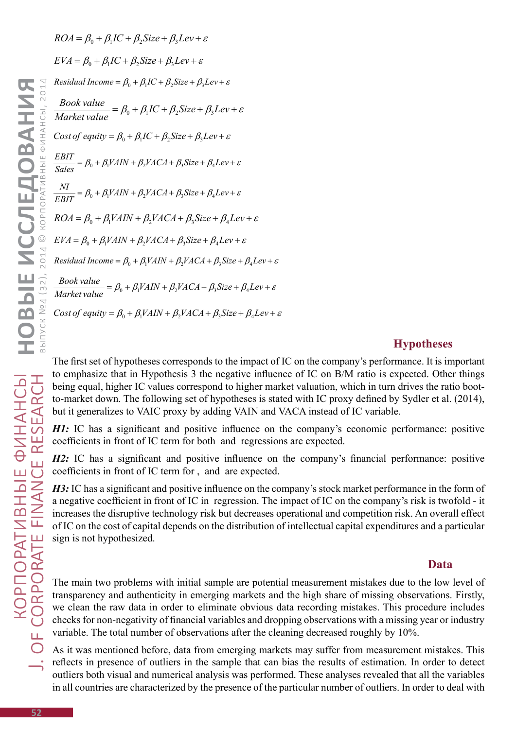$$ROA = \beta_0 + \beta_1 IC + \beta_2 Size + \beta_3 Lev + \varepsilon$$

$$EVA = \beta_0 + \beta_1 IC + \beta_2 Size + \beta_3 Lev + \varepsilon$$

$$Residual\ Income = \beta_0 + \beta_1 IC + \beta_2 Size + \beta_3 Lev + \varepsilon$$

$$\frac{Book\ value}{Market\ value} = \beta_0 + \beta_1 IC + \beta_2 Size + \beta_3 Lev + \varepsilon$$

$$Cost\ of\ equity = \beta_0 + \beta_1 IC + \beta_2 Size + \beta_3 Lev + \varepsilon$$

$$\frac{EBIT}{Sales} = \beta_0 + \beta_1 VAIN + \beta_2 VACA + \beta_3 Size + \beta_4 Lev + \varepsilon$$

$$\frac{NI}{EBIT} = \beta_0 + \beta_1 VAIN + \beta_2 VACA + \beta_3 Size + \beta_4 Lev + \varepsilon$$

$$ROA = \beta_0 + \beta_1 VAIN + \beta_2 VACA + \beta_3 Size + \beta_4 Lev + \varepsilon$$

$$EVA = \beta_0 + \beta_1 VAIN + \beta_2 VACA + \beta_3 Size + \beta_4 Lev + \varepsilon$$

$$Residual\ Income = \beta_0 + \beta_1 VAIN + \beta_2 VACA + \beta_3 Size + \beta_4 Lev + \varepsilon$$

$$\frac{Book\ value}{Market\ value} = \beta_0 + \beta_1 VAIN + \beta_2 VACA + \beta_3 Size + \beta_4 Lev + \varepsilon$$

$$Cost\ of\ equity = \beta_0 + \beta_1 VAIN + \beta_2 VACA + \beta_3 Size + \beta_4 Lev + \varepsilon$$

## Hypotheses

The first set of hypotheses corresponds to the impact of IC on the company's performance. It is important to emphasize that in Hypothesis 3 the negative influence of IC on B/M ratio is expected. Other things being equal, higher IC values correspond to higher market valuation, which in turn drives the ratio boot-to-market down. The following set of hypotheses is stated with IC proxy defined by Sydler et al. (2014), but it generalizes to VAIC proxy by adding VAIN and VACA instead of IC variable.

***H1:*** IC has a significant and positive influence on the company's economic performance: positive coefficients in front of IC term for both  and  regressions are expected.

***H2:*** IC has a significant and positive influence on the company's financial performance: positive coefficients in front of IC term for ,  and  are expected.

***H3:*** IC has a significant and positive influence on the company's stock market performance in the form of a negative coefficient in front of IC in  regression. The impact of IC on the company's risk is twofold - it increases the disruptive technology risk but decreases operational and competition risk. An overall effect of IC on the cost of capital depends on the distribution of intellectual capital expenditures and a particular sign is not hypothesized.

## Data

The main two problems with initial sample are potential measurement mistakes due to the low level of transparency and authenticity in emerging markets and the high share of missing observations. Firstly, we clean the raw data in order to eliminate obvious data recording mistakes. This procedure includes checks for non-negativity of financial variables and dropping observations with a missing year or industry variable. The total number of observations after the cleaning decreased roughly by 10%.

As it was mentioned before, data from emerging markets may suffer from measurement mistakes. This reflects in presence of outliers in the sample that can bias the results of estimation. In order to detect outliers both visual and numerical analysis was performed. These analyses revealed that all the variables in all countries are characterized by the presence of the particular number of outliers. In order to deal with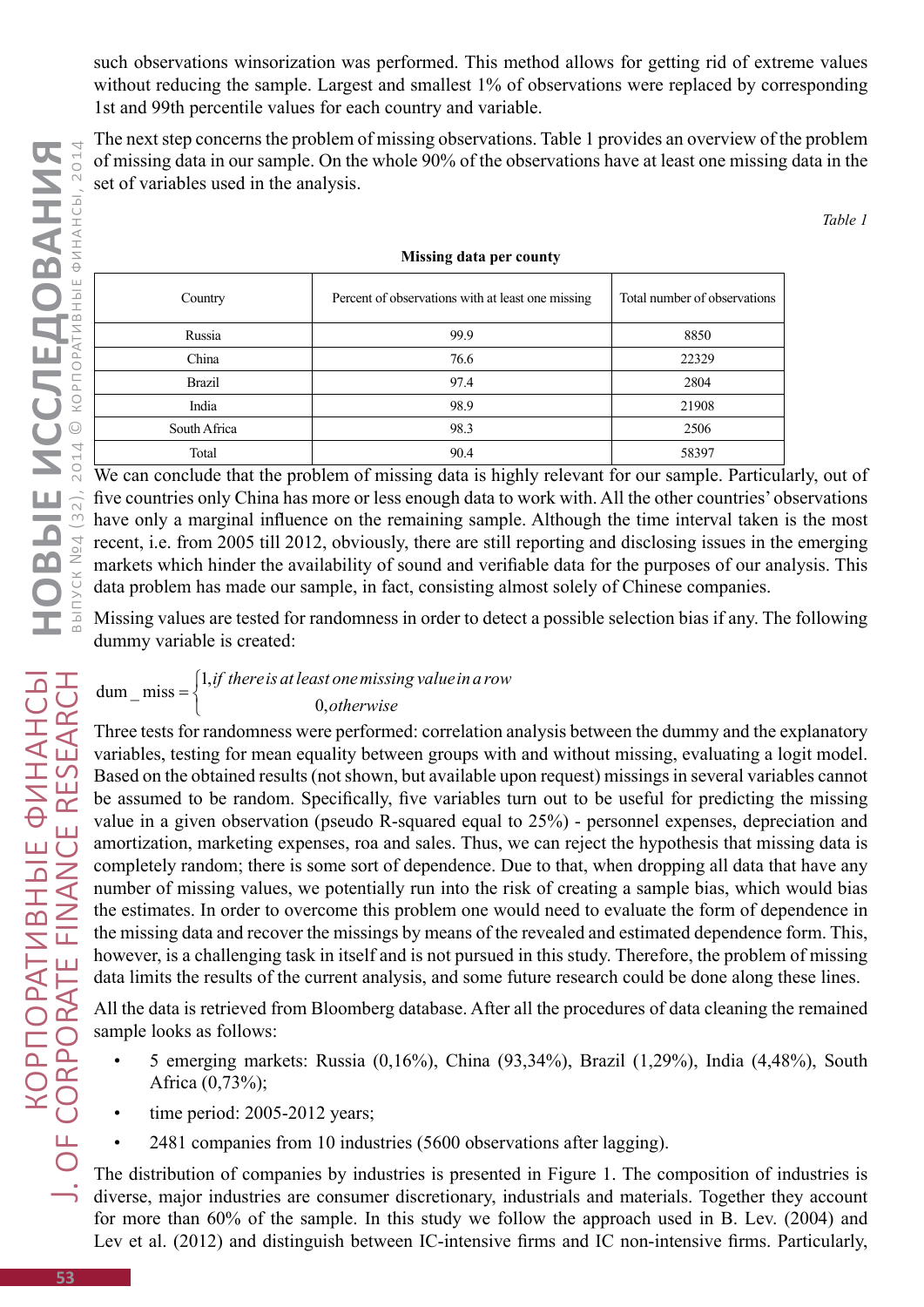such observations winsorization was performed. This method allows for getting rid of extreme values without reducing the sample. Largest and smallest 1% of observations were replaced by corresponding 1st and 99th percentile values for each country and variable.

The next step concerns the problem of missing observations. Table 1 provides an overview of the problem of missing data in our sample. On the whole 90% of the observations have at least one missing data in the set of variables used in the analysis.

*Table 1*

**Missing data per county**

| Country | Percent of observations with at least one missing | Total number of observations |
|---|---|---|
| Russia | 99.9 | 8850 |
| China | 76.6 | 22329 |
| Brazil | 97.4 | 2804 |
| India | 98.9 | 21908 |
| South Africa | 98.3 | 2506 |
| Total | 90.4 | 58397 |

We can conclude that the problem of missing data is highly relevant for our sample. Particularly, out of five countries only China has more or less enough data to work with. All the other countries' observations have only a marginal influence on the remaining sample. Although the time interval taken is the most recent, i.e. from 2005 till 2012, obviously, there are still reporting and disclosing issues in the emerging markets which hinder the availability of sound and verifiable data for the purposes of our analysis. This data problem has made our sample, in fact, consisting almost solely of Chinese companies.

Missing values are tested for randomness in order to detect a possible selection bias if any. The following dummy variable is created:

$$\text{dum\_miss} = \begin{cases} 1, \textit{if there is at least one missing value in a row} \\ 0, \textit{otherwise} \end{cases}$$

Three tests for randomness were performed: correlation analysis between the dummy and the explanatory variables, testing for mean equality between groups with and without missing, evaluating a logit model. Based on the obtained results (not shown, but available upon request) missings in several variables cannot be assumed to be random. Specifically, five variables turn out to be useful for predicting the missing value in a given observation (pseudo R-squared equal to 25%) - personnel expenses, depreciation and amortization, marketing expenses, roa and sales. Thus, we can reject the hypothesis that missing data is completely random; there is some sort of dependence. Due to that, when dropping all data that have any number of missing values, we potentially run into the risk of creating a sample bias, which would bias the estimates. In order to overcome this problem one would need to evaluate the form of dependence in the missing data and recover the missings by means of the revealed and estimated dependence form. This, however, is a challenging task in itself and is not pursued in this study. Therefore, the problem of missing data limits the results of the current analysis, and some future research could be done along these lines.

All the data is retrieved from Bloomberg database. After all the procedures of data cleaning the remained sample looks as follows:

- 5 emerging markets: Russia (0,16%), China (93,34%), Brazil (1,29%), India (4,48%), South Africa (0,73%);
- time period: 2005-2012 years;
- 2481 companies from 10 industries (5600 observations after lagging).

The distribution of companies by industries is presented in Figure 1. The composition of industries is diverse, major industries are consumer discretionary, industrials and materials. Together they account for more than 60% of the sample. In this study we follow the approach used in B. Lev. (2004) and Lev et al. (2012) and distinguish between IC-intensive firms and IC non-intensive firms. Particularly,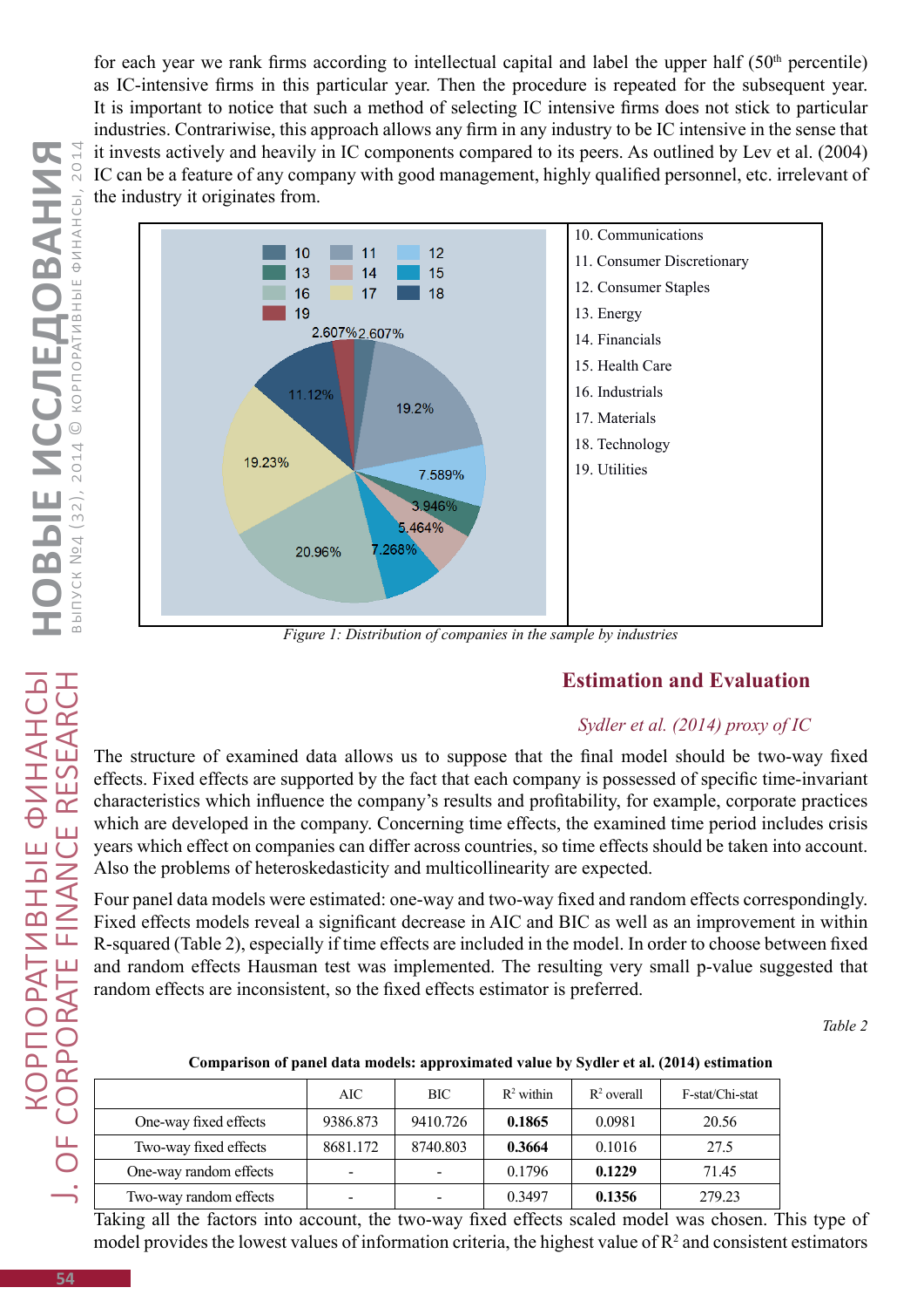for each year we rank firms according to intellectual capital and label the upper half (50[th] percentile) as IC-intensive firms in this particular year. Then the procedure is repeated for the subsequent year. It is important to notice that such a method of selecting IC intensive firms does not stick to particular industries. Contrariwise, this approach allows any firm in any industry to be IC intensive in the sense that it invests actively and heavily in IC components compared to its peers. As outlined by Lev et al. (2004) IC can be a feature of any company with good management, highly qualified personnel, etc. irrelevant of the industry it originates from.

10. Communications
11. Consumer Discretionary
12. Consumer Staples
13. Energy
14. Financials
15. Health Care
16. Industrials
17. Materials
18. Technology
19. Utilities

*Figure 1: Distribution of companies in the sample by industries*

## Estimation and Evaluation

### *Sydler et al. (2014) proxy of IC*

The structure of examined data allows us to suppose that the final model should be two-way fixed effects. Fixed effects are supported by the fact that each company is possessed of specific time-invariant characteristics which influence the company's results and profitability, for example, corporate practices which are developed in the company. Concerning time effects, the examined time period includes crisis years which effect on companies can differ across countries, so time effects should be taken into account. Also the problems of heteroskedasticity and multicollinearity are expected.

Four panel data models were estimated: one-way and two-way fixed and random effects correspondingly. Fixed effects models reveal a significant decrease in AIC and BIC as well as an improvement in within R-squared (Table 2), especially if time effects are included in the model. In order to choose between fixed and random effects Hausman test was implemented. The resulting very small p-value suggested that random effects are inconsistent, so the fixed effects estimator is preferred.

*Table 2*

**Comparison of panel data models: approximated value by Sydler et al. (2014) estimation**

| | AIC | BIC | $R^2$ within | $R^2$ overall | F-stat/Chi-stat |
|---|---|---|---|---|---|
| One-way fixed effects | 9386.873 | 9410.726 | **0.1865** | 0.0981 | 20.56 |
| Two-way fixed effects | 8681.172 | 8740.803 | **0.3664** | 0.1016 | 27.5 |
| One-way random effects | - | - | 0.1796 | **0.1229** | 71.45 |
| Two-way random effects | - | - | 0.3497 | **0.1356** | 279.23 |

Taking all the factors into account, the two-way fixed effects scaled model was chosen. This type of model provides the lowest values of information criteria, the highest value of $R^2$ and consistent estimators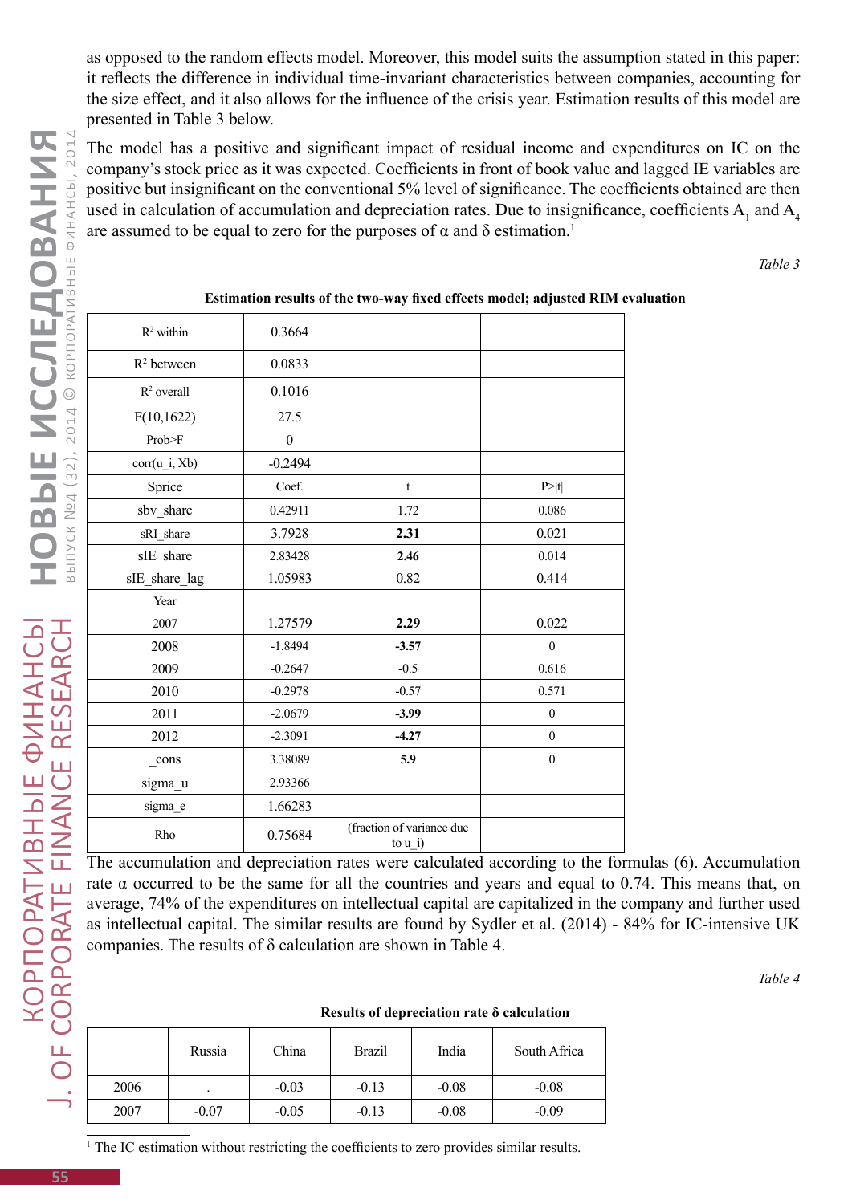as opposed to the random effects model. Moreover, this model suits the assumption stated in this paper: it reflects the difference in individual time-invariant characteristics between companies, accounting for the size effect, and it also allows for the influence of the crisis year. Estimation results of this model are presented in Table 3 below.

The model has a positive and significant impact of residual income and expenditures on IC on the company's stock price as it was expected. Coefficients in front of book value and lagged IE variables are positive but insignificant on the conventional 5% level of significance. The coefficients obtained are then used in calculation of accumulation and depreciation rates. Due to insignificance, coefficients $A_1$ and $A_4$ are assumed to be equal to zero for the purposes of α and δ estimation.[1]

*Table 3*

**Estimation results of the two-way fixed effects model; adjusted RIM evaluation**

| | | | |
|---|---|---|---|
| $R^2$ within | 0.3664 | | |
| $R^2$ between | 0.0833 | | |
| $R^2$ overall | 0.1016 | | |
| F(10,1622) | 27.5 | | |
| Prob>F | 0 | | |
| corr(u_i, Xb) | -0.2494 | | |
| Sprice | Coef. | t | P>\|t\| |
| sbv_share | 0.42911 | 1.72 | 0.086 |
| sRI_share | 3.7928 | **2.31** | 0.021 |
| sIE_share | 2.83428 | **2.46** | 0.014 |
| sIE_share_lag | 1.05983 | 0.82 | 0.414 |
| Year | | | |
| 2007 | 1.27579 | **2.29** | 0.022 |
| 2008 | -1.8494 | **-3.57** | 0 |
| 2009 | -0.2647 | -0.5 | 0.616 |
| 2010 | -0.2978 | -0.57 | 0.571 |
| 2011 | -2.0679 | **-3.99** | 0 |
| 2012 | -2.3091 | **-4.27** | 0 |
| _cons | 3.38089 | **5.9** | 0 |
| sigma_u | 2.93366 | | |
| sigma_e | 1.66283 | | |
| Rho | 0.75684 | (fraction of variance due to u_i) | |

The accumulation and depreciation rates were calculated according to the formulas (6). Accumulation rate α occurred to be the same for all the countries and years and equal to 0.74. This means that, on average, 74% of the expenditures on intellectual capital are capitalized in the company and further used as intellectual capital. The similar results are found by Sydler et al. (2014) - 84% for IC-intensive UK companies. The results of δ calculation are shown in Table 4.

*Table 4*

**Results of depreciation rate δ calculation**

| | Russia | China | Brazil | India | South Africa |
|---|---|---|---|---|---|
| 2006 | . | -0.03 | -0.13 | -0.08 | -0.08 |
| 2007 | -0.07 | -0.05 | -0.13 | -0.08 | -0.09 |

[1] The IC estimation without restricting the coefficients to zero provides similar results.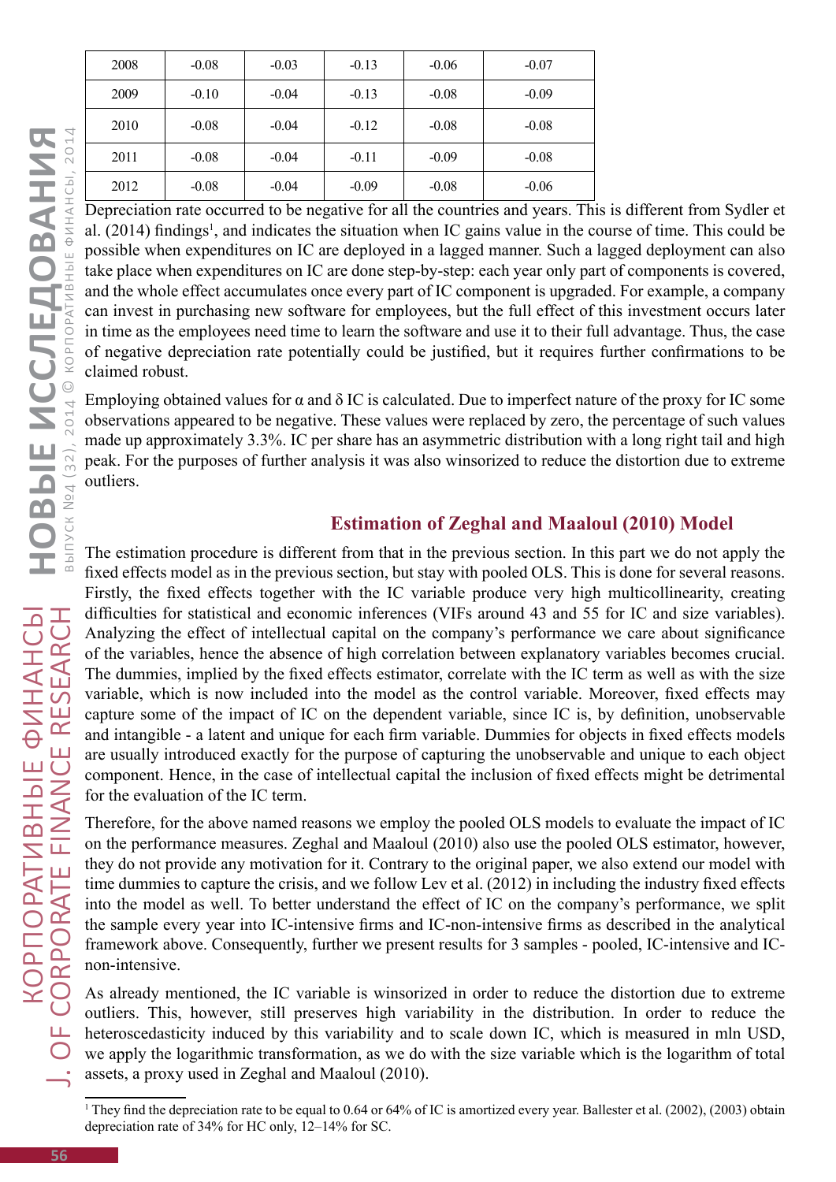| | | | | | |
|---|---|---|---|---|---|
| 2008 | -0.08 | -0.03 | -0.13 | -0.06 | -0.07 |
| 2009 | -0.10 | -0.04 | -0.13 | -0.08 | -0.09 |
| 2010 | -0.08 | -0.04 | -0.12 | -0.08 | -0.08 |
| 2011 | -0.08 | -0.04 | -0.11 | -0.09 | -0.08 |
| 2012 | -0.08 | -0.04 | -0.09 | -0.08 | -0.06 |

Depreciation rate occurred to be negative for all the countries and years. This is different from Sydler et al. (2014) findings[1], and indicates the situation when IC gains value in the course of time. This could be possible when expenditures on IC are deployed in a lagged manner. Such a lagged deployment can also take place when expenditures on IC are done step-by-step: each year only part of components is covered, and the whole effect accumulates once every part of IC component is upgraded. For example, a company can invest in purchasing new software for employees, but the full effect of this investment occurs later in time as the employees need time to learn the software and use it to their full advantage. Thus, the case of negative depreciation rate potentially could be justified, but it requires further confirmations to be claimed robust.

Employing obtained values for α and δ IC is calculated. Due to imperfect nature of the proxy for IC some observations appeared to be negative. These values were replaced by zero, the percentage of such values made up approximately 3.3%. IC per share has an asymmetric distribution with a long right tail and high peak. For the purposes of further analysis it was also winsorized to reduce the distortion due to extreme outliers.

## Estimation of Zeghal and Maaloul (2010) Model

The estimation procedure is different from that in the previous section. In this part we do not apply the fixed effects model as in the previous section, but stay with pooled OLS. This is done for several reasons. Firstly, the fixed effects together with the IC variable produce very high multicollinearity, creating difficulties for statistical and economic inferences (VIFs around 43 and 55 for IC and size variables). Analyzing the effect of intellectual capital on the company's performance we care about significance of the variables, hence the absence of high correlation between explanatory variables becomes crucial. The dummies, implied by the fixed effects estimator, correlate with the IC term as well as with the size variable, which is now included into the model as the control variable. Moreover, fixed effects may capture some of the impact of IC on the dependent variable, since IC is, by definition, unobservable and intangible - a latent and unique for each firm variable. Dummies for objects in fixed effects models are usually introduced exactly for the purpose of capturing the unobservable and unique to each object component. Hence, in the case of intellectual capital the inclusion of fixed effects might be detrimental for the evaluation of the IC term.

Therefore, for the above named reasons we employ the pooled OLS models to evaluate the impact of IC on the performance measures. Zeghal and Maaloul (2010) also use the pooled OLS estimator, however, they do not provide any motivation for it. Contrary to the original paper, we also extend our model with time dummies to capture the crisis, and we follow Lev et al. (2012) in including the industry fixed effects into the model as well. To better understand the effect of IC on the company's performance, we split the sample every year into IC-intensive firms and IC-non-intensive firms as described in the analytical framework above. Consequently, further we present results for 3 samples - pooled, IC-intensive and IC-non-intensive.

As already mentioned, the IC variable is winsorized in order to reduce the distortion due to extreme outliers. This, however, still preserves high variability in the distribution. In order to reduce the heteroscedasticity induced by this variability and to scale down IC, which is measured in mln USD, we apply the logarithmic transformation, as we do with the size variable which is the logarithm of total assets, a proxy used in Zeghal and Maaloul (2010).

[1] They find the depreciation rate to be equal to 0.64 or 64% of IC is amortized every year. Ballester et al. (2002), (2003) obtain depreciation rate of 34% for HC only, 12–14% for SC.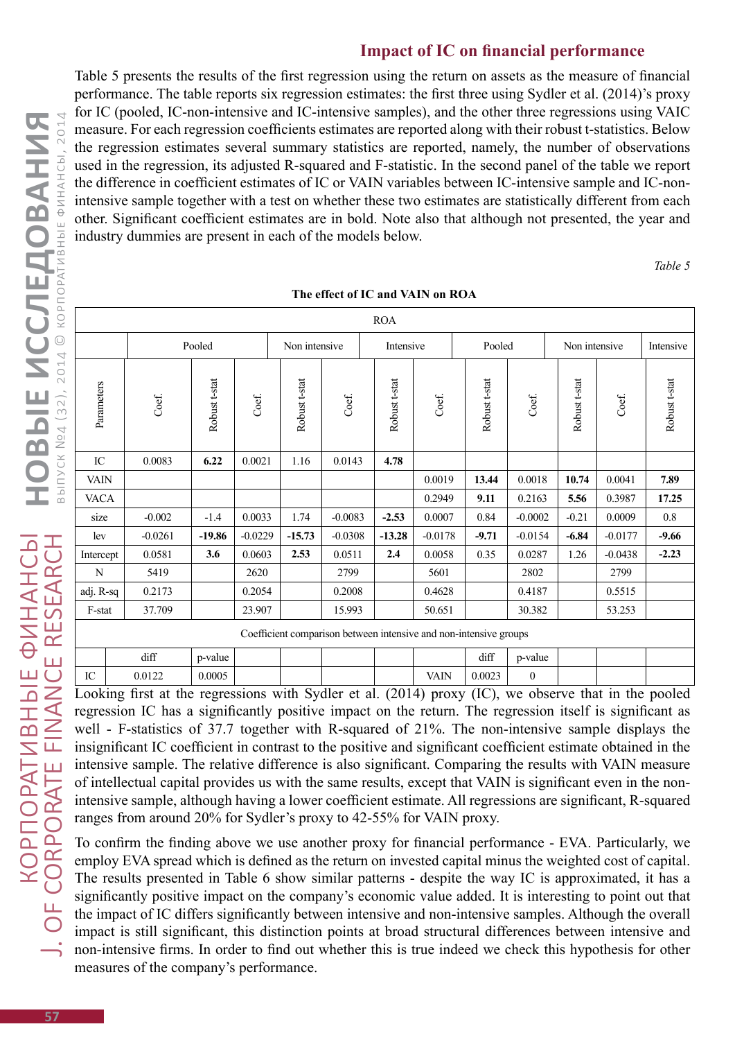## Impact of IC on financial performance

Table 5 presents the results of the first regression using the return on assets as the measure of financial performance. The table reports six regression estimates: the first three using Sydler et al. (2014)'s proxy for IC (pooled, IC-non-intensive and IC-intensive samples), and the other three regressions using VAIC measure. For each regression coefficients estimates are reported along with their robust t-statistics. Below the regression estimates several summary statistics are reported, namely, the number of observations used in the regression, its adjusted R-squared and F-statistic. In the second panel of the table we report the difference in coefficient estimates of IC or VAIN variables between IC-intensive sample and IC-non-intensive sample together with a test on whether these two estimates are statistically different from each other. Significant coefficient estimates are in bold. Note also that although not presented, the year and industry dummies are present in each of the models below.

*Table 5*

**The effect of IC and VAIN on ROA**

| ROA | | | | | | | | | | | | |
|---|---|---|---|---|---|---|---|---|---|---|---|---|
| | Pooled | | Non intensive | | Intensive | | Pooled | | Non intensive | | Intensive | |
| Parameters | Coef. | Robust t-stat | Coef. | Robust t-stat | Coef. | Robust t-stat | Coef. | Robust t-stat | Coef. | Robust t-stat | Coef. | Robust t-stat |
| IC | 0.0083 | **6.22** | 0.0021 | 1.16 | 0.0143 | **4.78** | | | | | | |
| VAIN | | | | | | | 0.0019 | **13.44** | 0.0018 | **10.74** | 0.0041 | **7.89** |
| VACA | | | | | | | 0.2949 | **9.11** | 0.2163 | **5.56** | 0.3987 | **17.25** |
| size | -0.002 | -1.4 | 0.0033 | 1.74 | -0.0083 | **-2.53** | 0.0007 | 0.84 | -0.0002 | -0.21 | 0.0009 | 0.8 |
| lev | -0.0261 | **-19.86** | -0.0229 | **-15.73** | -0.0308 | **-13.28** | -0.0178 | **-9.71** | -0.0154 | **-6.84** | -0.0177 | **-9.66** |
| Intercept | 0.0581 | **3.6** | 0.0603 | **2.53** | 0.0511 | **2.4** | 0.0058 | 0.35 | 0.0287 | 1.26 | -0.0438 | **-2.23** |
| N | 5419 | | 2620 | | 2799 | | 5601 | | 2802 | | 2799 | |
| adj. R-sq | 0.2173 | | 0.2054 | | 0.2008 | | 0.4628 | | 0.4187 | | 0.5515 | |
| F-stat | 37.709 | | 23.907 | | 15.993 | | 50.651 | | 30.382 | | 53.253 | |
| Coefficient comparison between intensive and non-intensive groups | | | | | | | | | | | | |
| | diff | p-value | | | | | | diff | p-value | | | |
| IC | 0.0122 | 0.0005 | | | | | VAIN | 0.0023 | 0 | | | |

Looking first at the regressions with Sydler et al. (2014) proxy (IC), we observe that in the pooled regression IC has a significantly positive impact on the return. The regression itself is significant as well - F-statistics of 37.7 together with R-squared of 21%. The non-intensive sample displays the insignificant IC coefficient in contrast to the positive and significant coefficient estimate obtained in the intensive sample. The relative difference is also significant. Comparing the results with VAIN measure of intellectual capital provides us with the same results, except that VAIN is significant even in the non-intensive sample, although having a lower coefficient estimate. All regressions are significant, R-squared ranges from around 20% for Sydler's proxy to 42-55% for VAIN proxy.

To confirm the finding above we use another proxy for financial performance - EVA. Particularly, we employ EVA spread which is defined as the return on invested capital minus the weighted cost of capital. The results presented in Table 6 show similar patterns - despite the way IC is approximated, it has a significantly positive impact on the company's economic value added. It is interesting to point out that the impact of IC differs significantly between intensive and non-intensive samples. Although the overall impact is still significant, this distinction points at broad structural differences between intensive and non-intensive firms. In order to find out whether this is true indeed we check this hypothesis for other measures of the company's performance.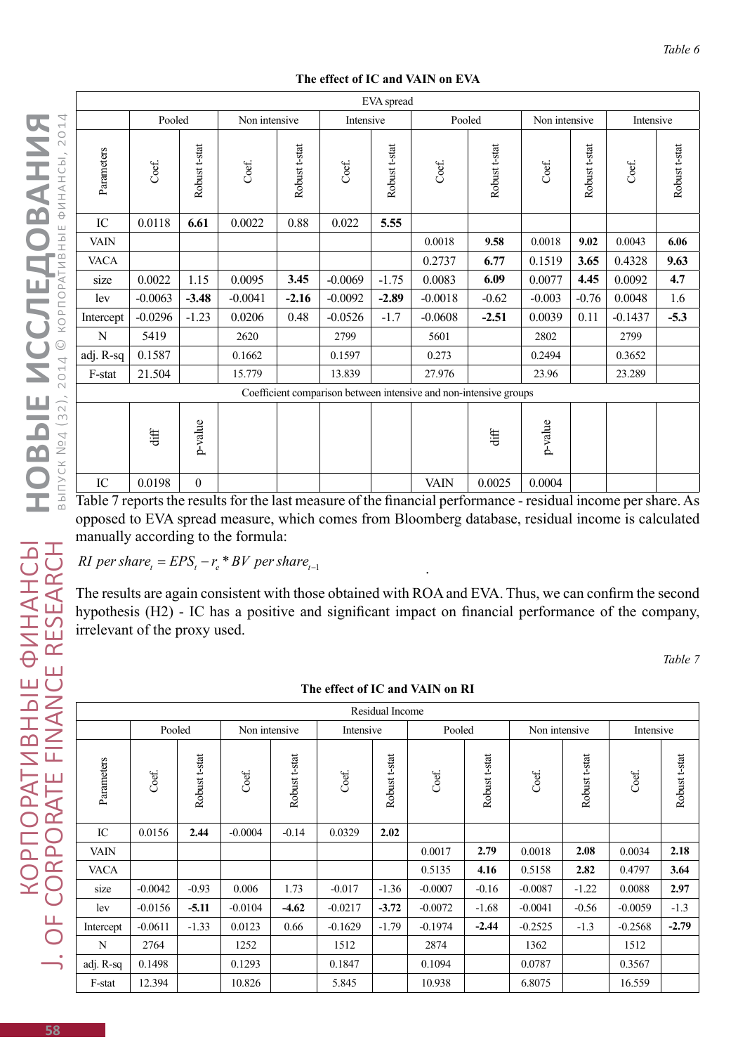*Table 6*

**The effect of IC and VAIN on EVA**

| EVA spread | | | | | | | | | | | | |
|---|---|---|---|---|---|---|---|---|---|---|---|---|
| | Pooled | | Non intensive | | Intensive | | Pooled | | Non intensive | | Intensive | |
| Parameters | Coef. | Robust t-stat | Coef. | Robust t-stat | Coef. | Robust t-stat | Coef. | Robust t-stat | Coef. | Robust t-stat | Coef. | Robust t-stat |
| IC | 0.0118 | **6.61** | 0.0022 | 0.88 | 0.022 | **5.55** | | | | | | |
| VAIN | | | | | | | 0.0018 | **9.58** | 0.0018 | **9.02** | 0.0043 | **6.06** |
| VACA | | | | | | | 0.2737 | **6.77** | 0.1519 | **3.65** | 0.4328 | **9.63** |
| size | 0.0022 | 1.15 | 0.0095 | **3.45** | -0.0069 | -1.75 | 0.0083 | **6.09** | 0.0077 | **4.45** | 0.0092 | **4.7** |
| lev | -0.0063 | **-3.48** | -0.0041 | **-2.16** | -0.0092 | **-2.89** | -0.0018 | -0.62 | -0.003 | -0.76 | 0.0048 | 1.6 |
| Intercept | -0.0296 | -1.23 | 0.0206 | 0.48 | -0.0526 | -1.7 | -0.0608 | **-2.51** | 0.0039 | 0.11 | -0.1437 | **-5.3** |
| N | 5419 | | 2620 | | 2799 | | 5601 | | 2802 | | 2799 | |
| adj. R-sq | 0.1587 | | 0.1662 | | 0.1597 | | 0.273 | | 0.2494 | | 0.3652 | |
| F-stat | 21.504 | | 15.779 | | 13.839 | | 27.976 | | 23.96 | | 23.289 | |
| Coefficient comparison between intensive and non-intensive groups | | | | | | | | | | | | |
| | diff | p-value | | | | | | diff | p-value | | | |
| IC | 0.0198 | 0 | | | | | VAIN | 0.0025 | 0.0004 | | | |

Table 7 reports the results for the last measure of the financial performance - residual income per share. As opposed to EVA spread measure, which comes from Bloomberg database, residual income is calculated manually according to the formula:

$$RI\ per\ share_t = EPS_t - r_e * BV\ per\ share_{t-1}$$

The results are again consistent with those obtained with ROA and EVA. Thus, we can confirm the second hypothesis (H2) - IC has a positive and significant impact on financial performance of the company, irrelevant of the proxy used.

*Table 7*

**The effect of IC and VAIN on RI**

| Residual Income | | | | | | | | | | | | |
|---|---|---|---|---|---|---|---|---|---|---|---|---|
| | Pooled | | Non intensive | | Intensive | | Pooled | | Non intensive | | Intensive | |
| Parameters | Coef. | Robust t-stat | Coef. | Robust t-stat | Coef. | Robust t-stat | Coef. | Robust t-stat | Coef. | Robust t-stat | Coef. | Robust t-stat |
| IC | 0.0156 | **2.44** | -0.0004 | -0.14 | 0.0329 | **2.02** | | | | | | |
| VAIN | | | | | | | 0.0017 | **2.79** | 0.0018 | **2.08** | 0.0034 | **2.18** |
| VACA | | | | | | | 0.5135 | **4.16** | 0.5158 | **2.82** | 0.4797 | **3.64** |
| size | -0.0042 | -0.93 | 0.006 | 1.73 | -0.017 | -1.36 | -0.0007 | -0.16 | -0.0087 | -1.22 | 0.0088 | **2.97** |
| lev | -0.0156 | **-5.11** | -0.0104 | **-4.62** | -0.0217 | **-3.72** | -0.0072 | -1.68 | -0.0041 | -0.56 | -0.0059 | -1.3 |
| Intercept | -0.0611 | -1.33 | 0.0123 | 0.66 | -0.1629 | -1.79 | -0.1974 | **-2.44** | -0.2525 | -1.3 | -0.2568 | **-2.79** |
| N | 2764 | | 1252 | | 1512 | | 2874 | | 1362 | | 1512 | |
| adj. R-sq | 0.1498 | | 0.1293 | | 0.1847 | | 0.1094 | | 0.0787 | | 0.3567 | |
| F-stat | 12.394 | | 10.826 | | 5.845 | | 10.938 | | 6.8075 | | 16.559 | |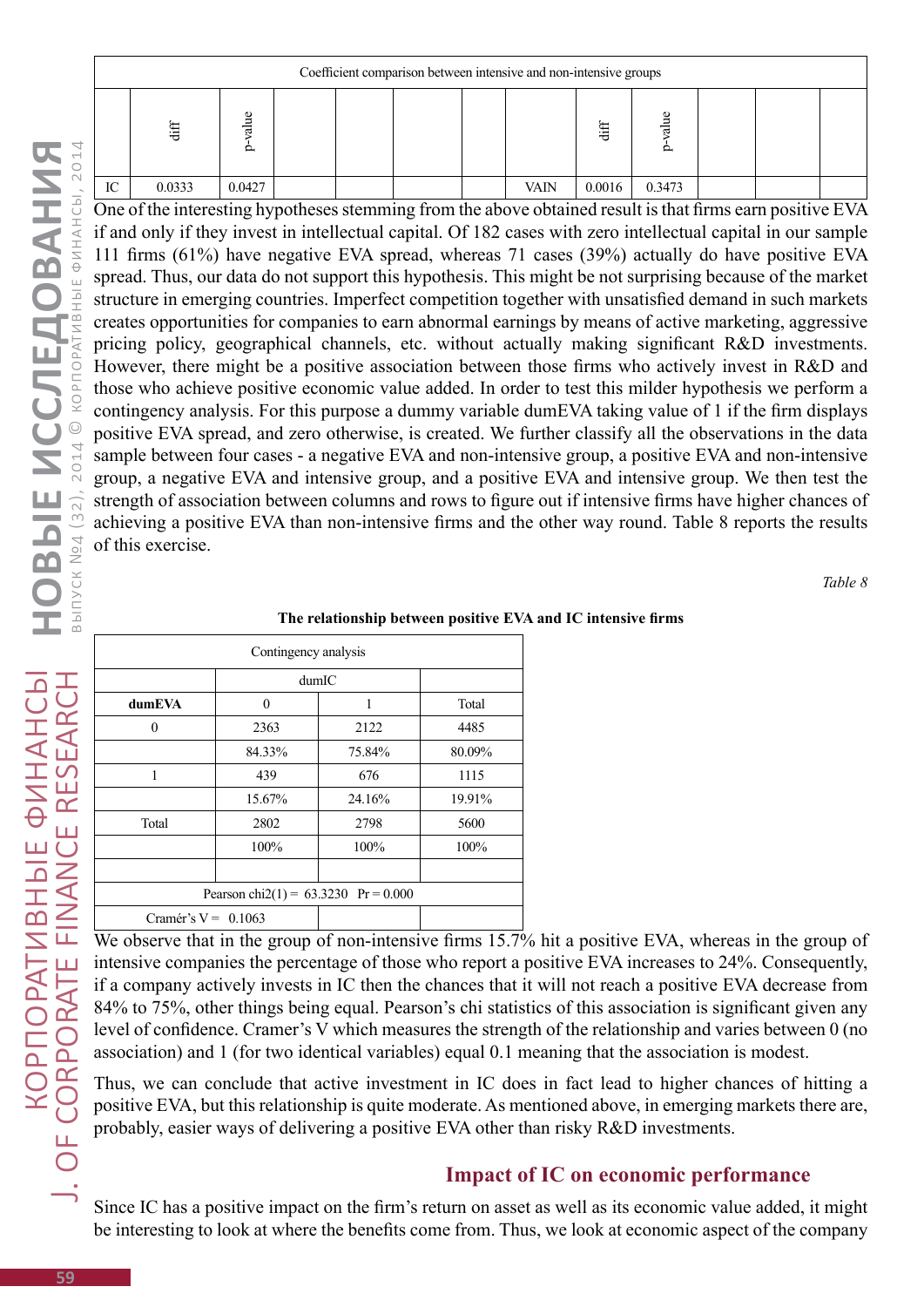| Coefficient comparison between intensive and non-intensive groups | | | | | | | | | | | |
|---|---|---|---|---|---|---|---|---|---|---|---|
| | diff | p-value | | | | | | diff | p-value | | | |
| IC | 0.0333 | 0.0427 | | | | | VAIN | 0.0016 | 0.3473 | | | |

One of the interesting hypotheses stemming from the above obtained result is that firms earn positive EVA if and only if they invest in intellectual capital. Of 182 cases with zero intellectual capital in our sample 111 firms (61%) have negative EVA spread, whereas 71 cases (39%) actually do have positive EVA spread. Thus, our data do not support this hypothesis. This might be not surprising because of the market structure in emerging countries. Imperfect competition together with unsatisfied demand in such markets creates opportunities for companies to earn abnormal earnings by means of active marketing, aggressive pricing policy, geographical channels, etc. without actually making significant R&D investments. However, there might be a positive association between those firms who actively invest in R&D and those who achieve positive economic value added. In order to test this milder hypothesis we perform a contingency analysis. For this purpose a dummy variable dumEVA taking value of 1 if the firm displays positive EVA spread, and zero otherwise, is created. We further classify all the observations in the data sample between four cases - a negative EVA and non-intensive group, a positive EVA and non-intensive group, a negative EVA and intensive group, and a positive EVA and intensive group. We then test the strength of association between columns and rows to figure out if intensive firms have higher chances of achieving a positive EVA than non-intensive firms and the other way round. Table 8 reports the results of this exercise.

*Table 8*

**The relationship between positive EVA and IC intensive firms**

| Contingency analysis | | | |
|---|---|---|---|
| | dumIC | | |
| **dumEVA** | 0 | 1 | Total |
| 0 | 2363 | 2122 | 4485 |
| | 84.33% | 75.84% | 80.09% |
| 1 | 439 | 676 | 1115 |
| | 15.67% | 24.16% | 19.91% |
| Total | 2802 | 2798 | 5600 |
| | 100% | 100% | 100% |
| | | | |
| Pearson chi2(1) = 63.3230 Pr = 0.000 | | | |
| Cramér's V = 0.1063 | | | |

We observe that in the group of non-intensive firms 15.7% hit a positive EVA, whereas in the group of intensive companies the percentage of those who report a positive EVA increases to 24%. Consequently, if a company actively invests in IC then the chances that it will not reach a positive EVA decrease from 84% to 75%, other things being equal. Pearson's chi statistics of this association is significant given any level of confidence. Cramer's V which measures the strength of the relationship and varies between 0 (no association) and 1 (for two identical variables) equal 0.1 meaning that the association is modest.

Thus, we can conclude that active investment in IC does in fact lead to higher chances of hitting a positive EVA, but this relationship is quite moderate. As mentioned above, in emerging markets there are, probably, easier ways of delivering a positive EVA other than risky R&D investments.

## Impact of IC on economic performance

Since IC has a positive impact on the firm's return on asset as well as its economic value added, it might be interesting to look at where the benefits come from. Thus, we look at economic aspect of the company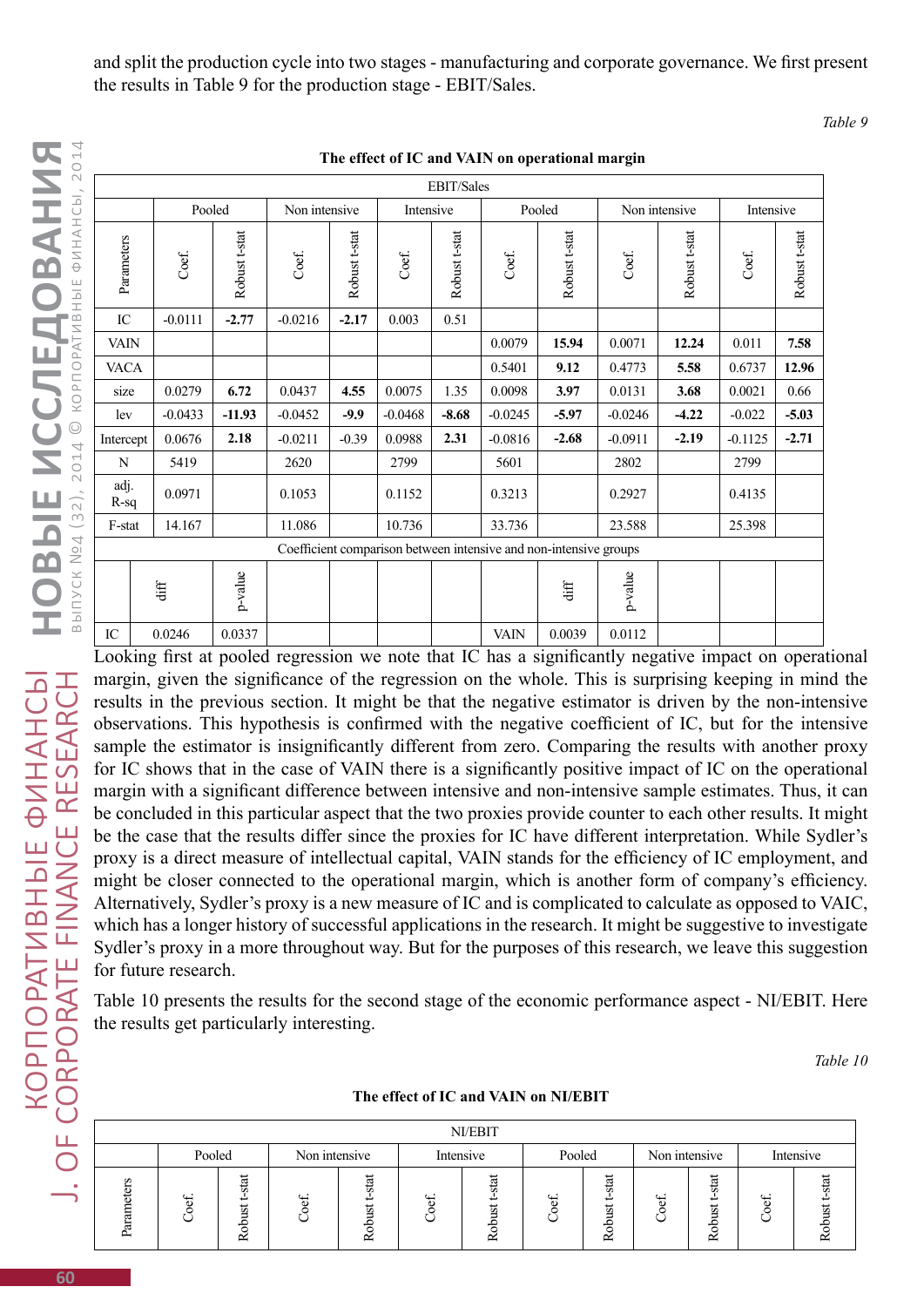and split the production cycle into two stages - manufacturing and corporate governance. We first present the results in Table 9 for the production stage - EBIT/Sales.

*Table 9*

**The effect of IC and VAIN on operational margin**

| | EBIT/Sales | | | | | | | | | | | |
|---|---|---|---|---|---|---|---|---|---|---|---|---|
| | Pooled | | Non intensive | | Intensive | | Pooled | | Non intensive | | Intensive | |
| Parameters | Coef. | Robust t-stat | Coef. | Robust t-stat | Coef. | Robust t-stat | Coef. | Robust t-stat | Coef. | Robust t-stat | Coef. | Robust t-stat |
| IC | -0.0111 | **-2.77** | -0.0216 | **-2.17** | 0.003 | 0.51 | | | | | | |
| VAIN | | | | | | | 0.0079 | **15.94** | 0.0071 | **12.24** | 0.011 | **7.58** |
| VACA | | | | | | | 0.5401 | **9.12** | 0.4773 | **5.58** | 0.6737 | **12.96** |
| size | 0.0279 | **6.72** | 0.0437 | **4.55** | 0.0075 | 1.35 | 0.0098 | **3.97** | 0.0131 | **3.68** | 0.0021 | 0.66 |
| lev | -0.0433 | **-11.93** | -0.0452 | **-9.9** | -0.0468 | **-8.68** | -0.0245 | **-5.97** | -0.0246 | **-4.22** | -0.022 | **-5.03** |
| Intercept | 0.0676 | **2.18** | -0.0211 | -0.39 | 0.0988 | **2.31** | -0.0816 | **-2.68** | -0.0911 | **-2.19** | -0.1125 | **-2.71** |
| N | 5419 | | 2620 | | 2799 | | 5601 | | 2802 | | 2799 | |
| adj. R-sq | 0.0971 | | 0.1053 | | 0.1152 | | 0.3213 | | 0.2927 | | 0.4135 | |
| F-stat | 14.167 | | 11.086 | | 10.736 | | 33.736 | | 23.588 | | 25.398 | |
| Coefficient comparison between intensive and non-intensive groups | | | | | | | | | | | | |
| | diff | p-value | | | | | | diff | p-value | | | |
| IC | 0.0246 | 0.0337 | | | | | VAIN | 0.0039 | 0.0112 | | | |

Looking first at pooled regression we note that IC has a significantly negative impact on operational margin, given the significance of the regression on the whole. This is surprising keeping in mind the results in the previous section. It might be that the negative estimator is driven by the non-intensive observations. This hypothesis is confirmed with the negative coefficient of IC, but for the intensive sample the estimator is insignificantly different from zero. Comparing the results with another proxy for IC shows that in the case of VAIN there is a significantly positive impact of IC on the operational margin with a significant difference between intensive and non-intensive sample estimates. Thus, it can be concluded in this particular aspect that the two proxies provide counter to each other results. It might be the case that the results differ since the proxies for IC have different interpretation. While Sydler's proxy is a direct measure of intellectual capital, VAIN stands for the efficiency of IC employment, and might be closer connected to the operational margin, which is another form of company's efficiency. Alternatively, Sydler's proxy is a new measure of IC and is complicated to calculate as opposed to VAIC, which has a longer history of successful applications in the research. It might be suggestive to investigate Sydler's proxy in a more throughout way. But for the purposes of this research, we leave this suggestion for future research.

Table 10 presents the results for the second stage of the economic performance aspect - NI/EBIT. Here the results get particularly interesting.

*Table 10*

**The effect of IC and VAIN on NI/EBIT**

| | NI/EBIT | | | | | | | | | | | |
|---|---|---|---|---|---|---|---|---|---|---|---|---|
| | Pooled | | Non intensive | | Intensive | | Pooled | | Non intensive | | Intensive | |
| Parameters | Coef. | Robust t-stat | Coef. | Robust t-stat | Coef. | Robust t-stat | Coef. | Robust t-stat | Coef. | Robust t-stat | Coef. | Robust t-stat |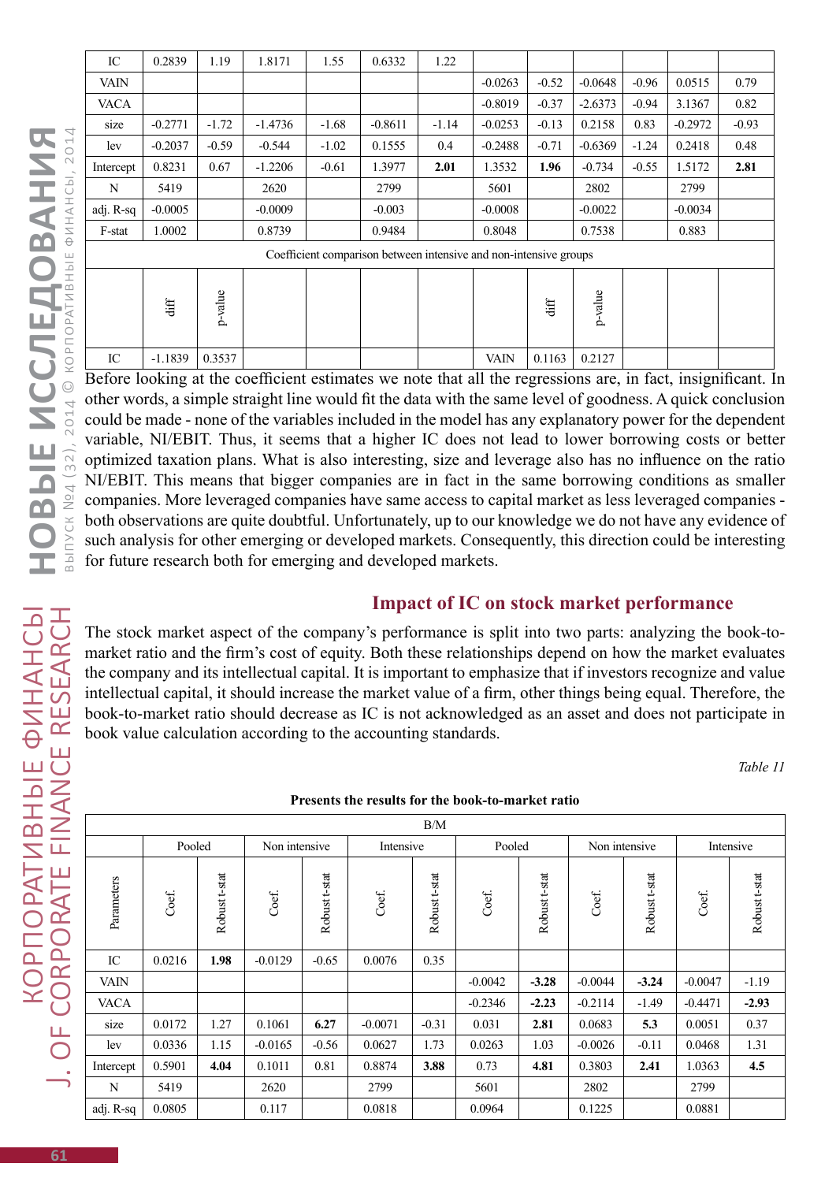| IC | 0.2839 | 1.19 | 1.8171 | 1.55 | 0.6332 | 1.22 | | | | | | |
|---|---|---|---|---|---|---|---|---|---|---|---|---|
| VAIN | | | | | | | -0.0263 | -0.52 | -0.0648 | -0.96 | 0.0515 | 0.79 |
| VACA | | | | | | | -0.8019 | -0.37 | -2.6373 | -0.94 | 3.1367 | 0.82 |
| size | -0.2771 | -1.72 | -1.4736 | -1.68 | -0.8611 | -1.14 | -0.0253 | -0.13 | 0.2158 | 0.83 | -0.2972 | -0.93 |
| lev | -0.2037 | -0.59 | -0.544 | -1.02 | 0.1555 | 0.4 | -0.2488 | -0.71 | -0.6369 | -1.24 | 0.2418 | 0.48 |
| Intercept | 0.8231 | 0.67 | -1.2206 | -0.61 | 1.3977 | **2.01** | 1.3532 | **1.96** | -0.734 | -0.55 | 1.5172 | **2.81** |
| N | 5419 | | 2620 | | 2799 | | 5601 | | 2802 | | 2799 | |
| adj. R-sq | -0.0005 | | -0.0009 | | -0.003 | | -0.0008 | | -0.0022 | | -0.0034 | |
| F-stat | 1.0002 | | 0.8739 | | 0.9484 | | 0.8048 | | 0.7538 | | 0.883 | |
| Coefficient comparison between intensive and non-intensive groups | | | | | | | | | | | | |
| | diff | p-value | | | | | | diff | p-value | | | |
| IC | -1.1839 | 0.3537 | | | | | VAIN | 0.1163 | 0.2127 | | | |

Before looking at the coefficient estimates we note that all the regressions are, in fact, insignificant. In other words, a simple straight line would fit the data with the same level of goodness. A quick conclusion could be made - none of the variables included in the model has any explanatory power for the dependent variable, NI/EBIT. Thus, it seems that a higher IC does not lead to lower borrowing costs or better optimized taxation plans. What is also interesting, size and leverage also has no influence on the ratio NI/EBIT. This means that bigger companies are in fact in the same borrowing conditions as smaller companies. More leveraged companies have same access to capital market as less leveraged companies - both observations are quite doubtful. Unfortunately, up to our knowledge we do not have any evidence of such analysis for other emerging or developed markets. Consequently, this direction could be interesting for future research both for emerging and developed markets.

## Impact of IC on stock market performance

The stock market aspect of the company's performance is split into two parts: analyzing the book-to-market ratio and the firm's cost of equity. Both these relationships depend on how the market evaluates the company and its intellectual capital. It is important to emphasize that if investors recognize and value intellectual capital, it should increase the market value of a firm, other things being equal. Therefore, the book-to-market ratio should decrease as IC is not acknowledged as an asset and does not participate in book value calculation according to the accounting standards.

*Table 11*

**Presents the results for the book-to-market ratio**

| | B/M | | | | | | | | | | | |
|---|---|---|---|---|---|---|---|---|---|---|---|---|
| | Pooled | | Non intensive | | Intensive | | Pooled | | Non intensive | | Intensive | |
| Parameters | Coef. | Robust t-stat | Coef. | Robust t-stat | Coef. | Robust t-stat | Coef. | Robust t-stat | Coef. | Robust t-stat | Coef. | Robust t-stat |
| IC | 0.0216 | **1.98** | -0.0129 | -0.65 | 0.0076 | 0.35 | | | | | | |
| VAIN | | | | | | | -0.0042 | **-3.28** | -0.0044 | **-3.24** | -0.0047 | -1.19 |
| VACA | | | | | | | -0.2346 | **-2.23** | -0.2114 | -1.49 | -0.4471 | **-2.93** |
| size | 0.0172 | 1.27 | 0.1061 | **6.27** | -0.0071 | -0.31 | 0.031 | **2.81** | 0.0683 | **5.3** | 0.0051 | 0.37 |
| lev | 0.0336 | 1.15 | -0.0165 | -0.56 | 0.0627 | 1.73 | 0.0263 | 1.03 | -0.0026 | -0.11 | 0.0468 | 1.31 |
| Intercept | 0.5901 | **4.04** | 0.1011 | 0.81 | 0.8874 | **3.88** | 0.73 | **4.81** | 0.3803 | **2.41** | 1.0363 | **4.5** |
| N | 5419 | | 2620 | | 2799 | | 5601 | | 2802 | | 2799 | |
| adj. R-sq | 0.0805 | | 0.117 | | 0.0818 | | 0.0964 | | 0.1225 | | 0.0881 | |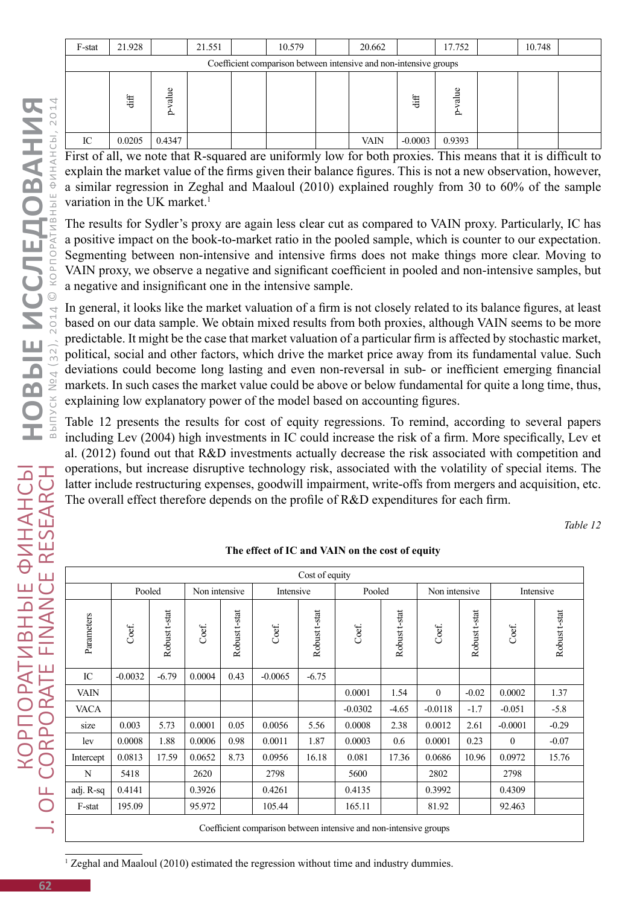| F-stat | 21.928 | | 21.551 | | 10.579 | | 20.662 | | 17.752 | | 10.748 | |
|---|---|---|---|---|---|---|---|---|---|---|---|---|
| Coefficient comparison between intensive and non-intensive groups | | | | | | | | | | | | |
| | diff | p-value | | | | | | diff | p-value | | | |
| IC | 0.0205 | 0.4347 | | | | | VAIN | -0.0003 | 0.9393 | | | |

First of all, we note that R-squared are uniformly low for both proxies. This means that it is difficult to explain the market value of the firms given their balance figures. This is not a new observation, however, a similar regression in Zeghal and Maaloul (2010) explained roughly from 30 to 60% of the sample variation in the UK market.[1]

The results for Sydler's proxy are again less clear cut as compared to VAIN proxy. Particularly, IC has a positive impact on the book-to-market ratio in the pooled sample, which is counter to our expectation. Segmenting between non-intensive and intensive firms does not make things more clear. Moving to VAIN proxy, we observe a negative and significant coefficient in pooled and non-intensive samples, but a negative and insignificant one in the intensive sample.

In general, it looks like the market valuation of a firm is not closely related to its balance figures, at least based on our data sample. We obtain mixed results from both proxies, although VAIN seems to be more predictable. It might be the case that market valuation of a particular firm is affected by stochastic market, political, social and other factors, which drive the market price away from its fundamental value. Such deviations could become long lasting and even non-reversal in sub- or inefficient emerging financial markets. In such cases the market value could be above or below fundamental for quite a long time, thus, explaining low explanatory power of the model based on accounting figures.

Table 12 presents the results for cost of equity regressions. To remind, according to several papers including Lev (2004) high investments in IC could increase the risk of a firm. More specifically, Lev et al. (2012) found out that R&D investments actually decrease the risk associated with competition and operations, but increase disruptive technology risk, associated with the volatility of special items. The latter include restructuring expenses, goodwill impairment, write-offs from mergers and acquisition, etc. The overall effect therefore depends on the profile of R&D expenditures for each firm.

*Table 12*

**The effect of IC and VAIN on the cost of equity**

| Cost of equity | | | | | | | | | | | | |
|---|---|---|---|---|---|---|---|---|---|---|---|---|
| | Pooled | | Non intensive | | Intensive | | Pooled | | Non intensive | | Intensive | |
| Parameters | Coef. | Robust t-stat | Coef. | Robust t-stat | Coef. | Robust t-stat | Coef. | Robust t-stat | Coef. | Robust t-stat | Coef. | Robust t-stat |
| IC | -0.0032 | -6.79 | 0.0004 | 0.43 | -0.0065 | -6.75 | | | | | | |
| VAIN | | | | | | | 0.0001 | 1.54 | 0 | -0.02 | 0.0002 | 1.37 |
| VACA | | | | | | | -0.0302 | -4.65 | -0.0118 | -1.7 | -0.051 | -5.8 |
| size | 0.003 | 5.73 | 0.0001 | 0.05 | 0.0056 | 5.56 | 0.0008 | 2.38 | 0.0012 | 2.61 | -0.0001 | -0.29 |
| lev | 0.0008 | 1.88 | 0.0006 | 0.98 | 0.0011 | 1.87 | 0.0003 | 0.6 | 0.0001 | 0.23 | 0 | -0.07 |
| Intercept | 0.0813 | 17.59 | 0.0652 | 8.73 | 0.0956 | 16.18 | 0.081 | 17.36 | 0.0686 | 10.96 | 0.0972 | 15.76 |
| N | 5418 | | 2620 | | 2798 | | 5600 | | 2802 | | 2798 | |
| adj. R-sq | 0.4141 | | 0.3926 | | 0.4261 | | 0.4135 | | 0.3992 | | 0.4309 | |
| F-stat | 195.09 | | 95.972 | | 105.44 | | 165.11 | | 81.92 | | 92.463 | |
| Coefficient comparison between intensive and non-intensive groups | | | | | | | | | | | | |

[1] Zeghal and Maaloul (2010) estimated the regression without time and industry dummies.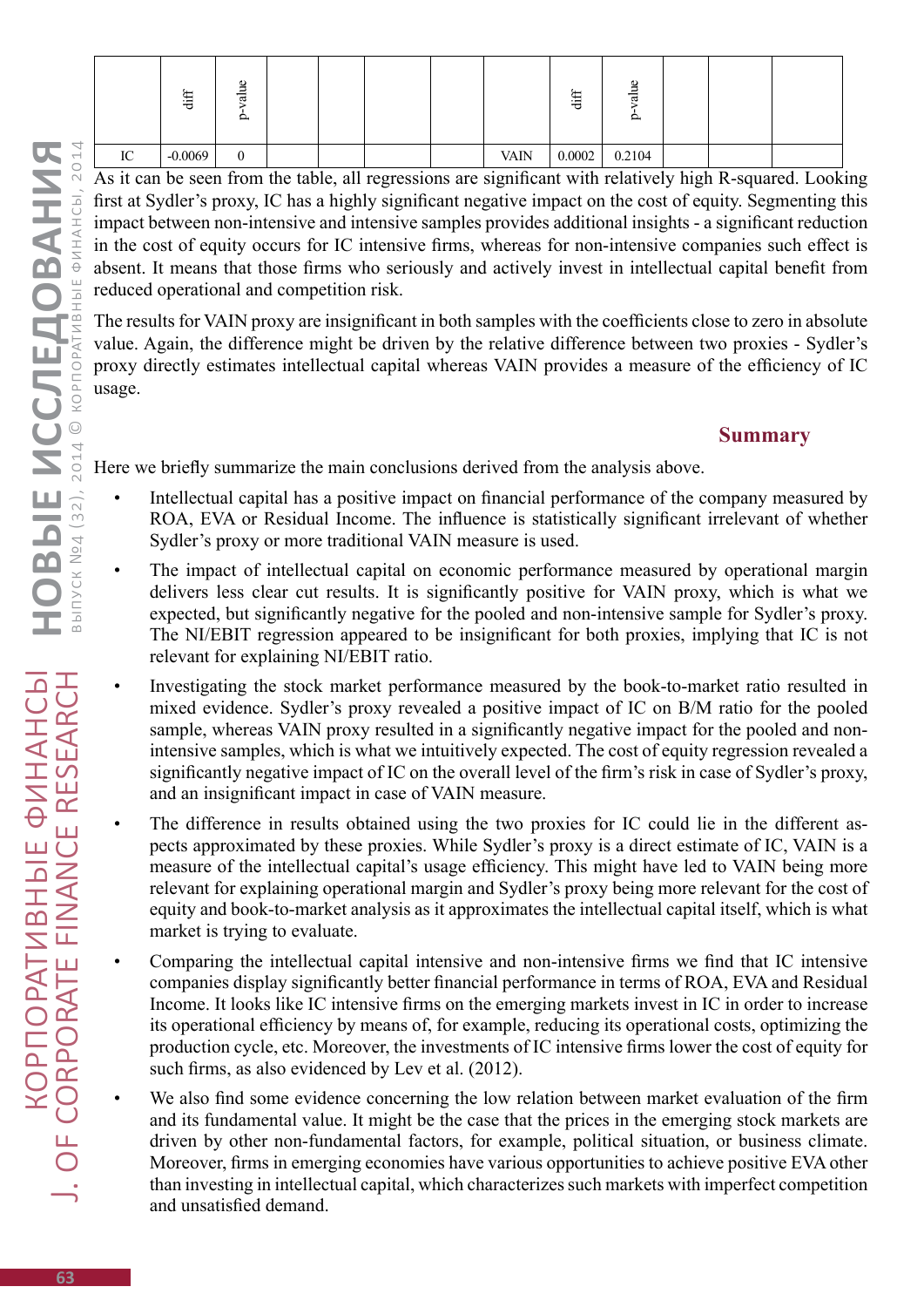|  | diff | p-value |  |  |  |  |  | diff | p-value |  |  |  |
|---|---|---|---|---|---|---|---|---|---|---|---|---|
| IC | -0.0069 | 0 |  |  |  |  | VAIN | 0.0002 | 0.2104 |  |  |  |

As it can be seen from the table, all regressions are significant with relatively high R-squared. Looking first at Sydler's proxy, IC has a highly significant negative impact on the cost of equity. Segmenting this impact between non-intensive and intensive samples provides additional insights - a significant reduction in the cost of equity occurs for IC intensive firms, whereas for non-intensive companies such effect is absent. It means that those firms who seriously and actively invest in intellectual capital benefit from reduced operational and competition risk.

The results for VAIN proxy are insignificant in both samples with the coefficients close to zero in absolute value. Again, the difference might be driven by the relative difference between two proxies - Sydler's proxy directly estimates intellectual capital whereas VAIN provides a measure of the efficiency of IC usage.

## Summary

Here we briefly summarize the main conclusions derived from the analysis above.

- Intellectual capital has a positive impact on financial performance of the company measured by ROA, EVA or Residual Income. The influence is statistically significant irrelevant of whether Sydler's proxy or more traditional VAIN measure is used.
- The impact of intellectual capital on economic performance measured by operational margin delivers less clear cut results. It is significantly positive for VAIN proxy, which is what we expected, but significantly negative for the pooled and non-intensive sample for Sydler's proxy. The NI/EBIT regression appeared to be insignificant for both proxies, implying that IC is not relevant for explaining NI/EBIT ratio.
- Investigating the stock market performance measured by the book-to-market ratio resulted in mixed evidence. Sydler's proxy revealed a positive impact of IC on B/M ratio for the pooled sample, whereas VAIN proxy resulted in a significantly negative impact for the pooled and non-intensive samples, which is what we intuitively expected. The cost of equity regression revealed a significantly negative impact of IC on the overall level of the firm's risk in case of Sydler's proxy, and an insignificant impact in case of VAIN measure.
- The difference in results obtained using the two proxies for IC could lie in the different aspects approximated by these proxies. While Sydler's proxy is a direct estimate of IC, VAIN is a measure of the intellectual capital's usage efficiency. This might have led to VAIN being more relevant for explaining operational margin and Sydler's proxy being more relevant for the cost of equity and book-to-market analysis as it approximates the intellectual capital itself, which is what market is trying to evaluate.
- Comparing the intellectual capital intensive and non-intensive firms we find that IC intensive companies display significantly better financial performance in terms of ROA, EVA and Residual Income. It looks like IC intensive firms on the emerging markets invest in IC in order to increase its operational efficiency by means of, for example, reducing its operational costs, optimizing the production cycle, etc. Moreover, the investments of IC intensive firms lower the cost of equity for such firms, as also evidenced by Lev et al. (2012).
- We also find some evidence concerning the low relation between market evaluation of the firm and its fundamental value. It might be the case that the prices in the emerging stock markets are driven by other non-fundamental factors, for example, political situation, or business climate. Moreover, firms in emerging economies have various opportunities to achieve positive EVA other than investing in intellectual capital, which characterizes such markets with imperfect competition and unsatisfied demand.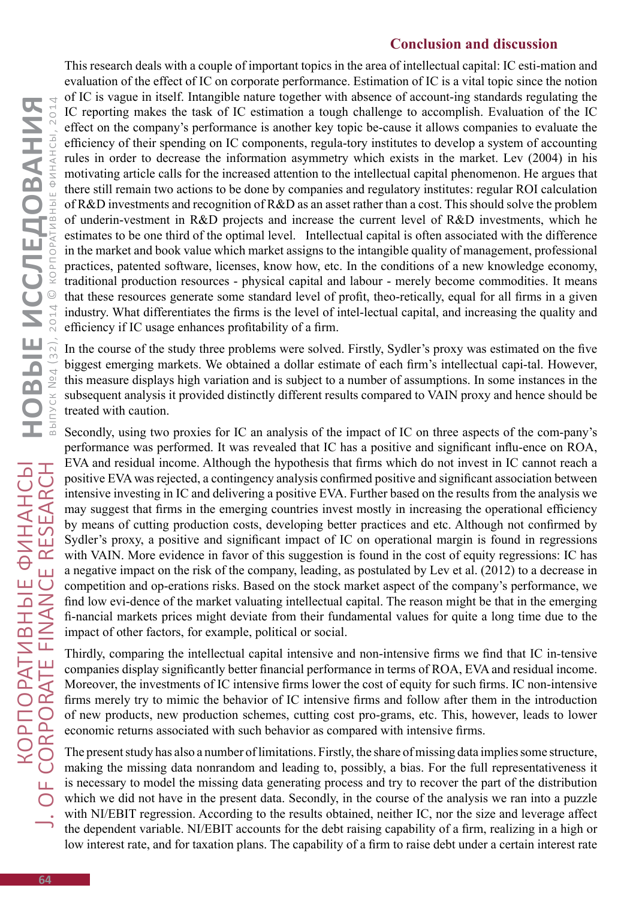## Conclusion and discussion

This research deals with a couple of important topics in the area of intellectual capital: IC esti-mation and evaluation of the effect of IC on corporate performance. Estimation of IC is a vital topic since the notion of IC is vague in itself. Intangible nature together with absence of account-ing standards regulating the IC reporting makes the task of IC estimation a tough challenge to accomplish. Evaluation of the IC effect on the company's performance is another key topic be-cause it allows companies to evaluate the efficiency of their spending on IC components, regula-tory institutes to develop a system of accounting rules in order to decrease the information asymmetry which exists in the market. Lev (2004) in his motivating article calls for the increased attention to the intellectual capital phenomenon. He argues that there still remain two actions to be done by companies and regulatory institutes: regular ROI calculation of R&D investments and recognition of R&D as an asset rather than a cost. This should solve the problem of underin-vestment in R&D projects and increase the current level of R&D investments, which he estimates to be one third of the optimal level. Intellectual capital is often associated with the difference in the market and book value which market assigns to the intangible quality of management, professional practices, patented software, licenses, know how, etc. In the conditions of a new knowledge economy, traditional production resources - physical capital and labour - merely become commodities. It means that these resources generate some standard level of profit, theo-retically, equal for all firms in a given industry. What differentiates the firms is the level of intel-lectual capital, and increasing the quality and efficiency if IC usage enhances profitability of a firm.

In the course of the study three problems were solved. Firstly, Sydler's proxy was estimated on the five biggest emerging markets. We obtained a dollar estimate of each firm's intellectual capi-tal. However, this measure displays high variation and is subject to a number of assumptions. In some instances in the subsequent analysis it provided distinctly different results compared to VAIN proxy and hence should be treated with caution.

Secondly, using two proxies for IC an analysis of the impact of IC on three aspects of the com-pany's performance was performed. It was revealed that IC has a positive and significant influ-ence on ROA, EVA and residual income. Although the hypothesis that firms which do not invest in IC cannot reach a positive EVA was rejected, a contingency analysis confirmed positive and significant association between intensive investing in IC and delivering a positive EVA. Further based on the results from the analysis we may suggest that firms in the emerging countries invest mostly in increasing the operational efficiency by means of cutting production costs, developing better practices and etc. Although not confirmed by Sydler's proxy, a positive and significant impact of IC on operational margin is found in regressions with VAIN. More evidence in favor of this suggestion is found in the cost of equity regressions: IC has a negative impact on the risk of the company, leading, as postulated by Lev et al. (2012) to a decrease in competition and op-erations risks. Based on the stock market aspect of the company's performance, we find low evi-dence of the market valuating intellectual capital. The reason might be that in the emerging fi-nancial markets prices might deviate from their fundamental values for quite a long time due to the impact of other factors, for example, political or social.

Thirdly, comparing the intellectual capital intensive and non-intensive firms we find that IC in-tensive companies display significantly better financial performance in terms of ROA, EVA and residual income. Moreover, the investments of IC intensive firms lower the cost of equity for such firms. IC non-intensive firms merely try to mimic the behavior of IC intensive firms and follow after them in the introduction of new products, new production schemes, cutting cost pro-grams, etc. This, however, leads to lower economic returns associated with such behavior as compared with intensive firms.

The present study has also a number of limitations. Firstly, the share of missing data implies some structure, making the missing data nonrandom and leading to, possibly, a bias. For the full representativeness it is necessary to model the missing data generating process and try to recover the part of the distribution which we did not have in the present data. Secondly, in the course of the analysis we ran into a puzzle with NI/EBIT regression. According to the results obtained, neither IC, nor the size and leverage affect the dependent variable. NI/EBIT accounts for the debt raising capability of a firm, realizing in a high or low interest rate, and for taxation plans. The capability of a firm to raise debt under a certain interest rate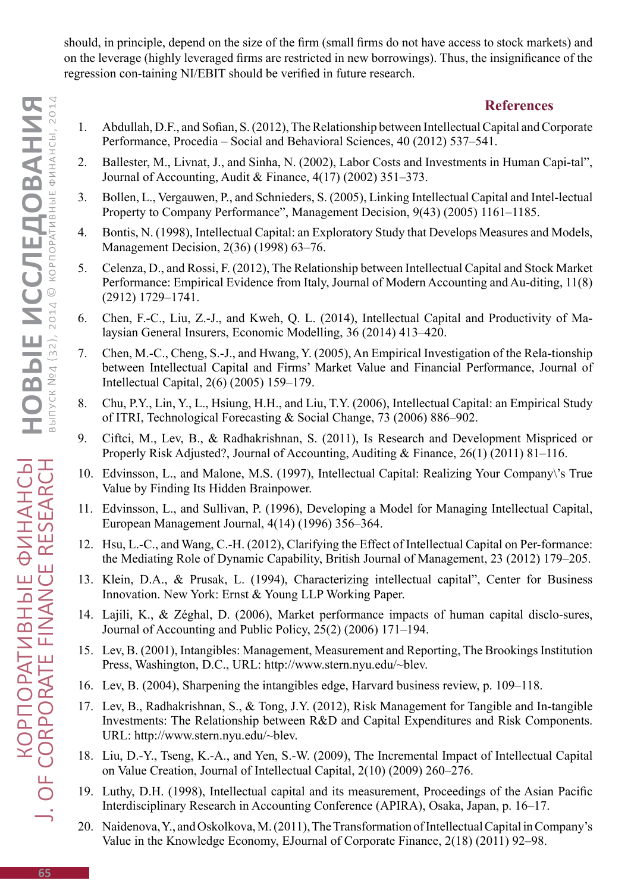should, in principle, depend on the size of the firm (small firms do not have access to stock markets) and on the leverage (highly leveraged firms are restricted in new borrowings). Thus, the insignificance of the regression con-taining NI/EBIT should be verified in future research.

## References

1. Abdullah, D.F., and Sofian, S. (2012), The Relationship between Intellectual Capital and Corporate Performance, Procedia – Social and Behavioral Sciences, 40 (2012) 537–541.
2. Ballester, M., Livnat, J., and Sinha, N. (2002), Labor Costs and Investments in Human Capi-tal", Journal of Accounting, Audit & Finance, 4(17) (2002) 351–373.
3. Bollen, L., Vergauwen, P., and Schnieders, S. (2005), Linking Intellectual Capital and Intel-lectual Property to Company Performance", Management Decision, 9(43) (2005) 1161–1185.
4. Bontis, N. (1998), Intellectual Capital: an Exploratory Study that Develops Measures and Models, Management Decision, 2(36) (1998) 63–76.
5. Celenza, D., and Rossi, F. (2012), The Relationship between Intellectual Capital and Stock Market Performance: Empirical Evidence from Italy, Journal of Modern Accounting and Au-diting, 11(8) (2912) 1729–1741.
6. Chen, F.-C., Liu, Z.-J., and Kweh, Q. L. (2014), Intellectual Capital and Productivity of Ma-laysian General Insurers, Economic Modelling, 36 (2014) 413–420.
7. Chen, M.-C., Cheng, S.-J., and Hwang, Y. (2005), An Empirical Investigation of the Rela-tionship between Intellectual Capital and Firms' Market Value and Financial Performance, Journal of Intellectual Capital, 2(6) (2005) 159–179.
8. Chu, P.Y., Lin, Y., L., Hsiung, H.H., and Liu, T.Y. (2006), Intellectual Capital: an Empirical Study of ITRI, Technological Forecasting & Social Change, 73 (2006) 886–902.
9. Ciftci, M., Lev, B., & Radhakrishnan, S. (2011), Is Research and Development Mispriced or Properly Risk Adjusted?, Journal of Accounting, Auditing & Finance, 26(1) (2011) 81–116.
10. Edvinsson, L., and Malone, M.S. (1997), Intellectual Capital: Realizing Your Company\'s True Value by Finding Its Hidden Brainpower.
11. Edvinsson, L., and Sullivan, P. (1996), Developing a Model for Managing Intellectual Capital, European Management Journal, 4(14) (1996) 356–364.
12. Hsu, L.-C., and Wang, C.-H. (2012), Clarifying the Effect of Intellectual Capital on Per-formance: the Mediating Role of Dynamic Capability, British Journal of Management, 23 (2012) 179–205.
13. Klein, D.A., & Prusak, L. (1994), Characterizing intellectual capital", Center for Business Innovation. New York: Ernst & Young LLP Working Paper.
14. Lajili, K., & Zéghal, D. (2006), Market performance impacts of human capital disclo-sures, Journal of Accounting and Public Policy, 25(2) (2006) 171–194.
15. Lev, B. (2001), Intangibles: Management, Measurement and Reporting, The Brookings Institution Press, Washington, D.C., URL: http://www.stern.nyu.edu/~blev.
16. Lev, B. (2004), Sharpening the intangibles edge, Harvard business review, p. 109–118.
17. Lev, B., Radhakrishnan, S., & Tong, J.Y. (2012), Risk Management for Tangible and In-tangible Investments: The Relationship between R&D and Capital Expenditures and Risk Components. URL: http://www.stern.nyu.edu/~blev.
18. Liu, D.-Y., Tseng, K.-A., and Yen, S.-W. (2009), The Incremental Impact of Intellectual Capital on Value Creation, Journal of Intellectual Capital, 2(10) (2009) 260–276.
19. Luthy, D.H. (1998), Intellectual capital and its measurement, Proceedings of the Asian Pacific Interdisciplinary Research in Accounting Conference (APIRA), Osaka, Japan, p. 16–17.
20. Naidenova, Y., and Oskolkova, M. (2011), The Transformation of Intellectual Capital in Company's Value in the Knowledge Economy, EJournal of Corporate Finance, 2(18) (2011) 92–98.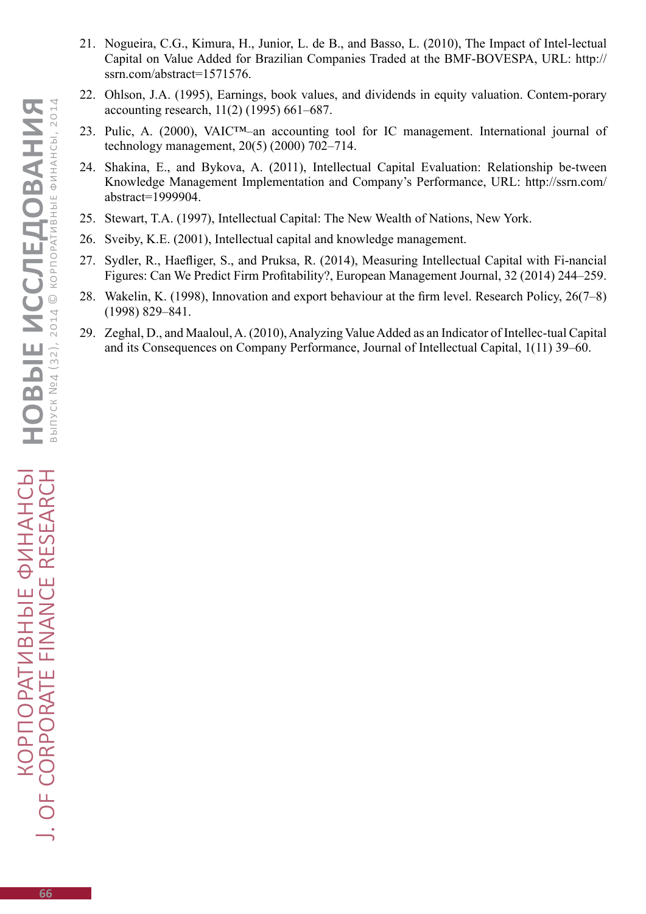21. Nogueira, C.G., Kimura, H., Junior, L. de B., and Basso, L. (2010), The Impact of Intel-lectual Capital on Value Added for Brazilian Companies Traded at the BMF-BOVESPA, URL: http://ssrn.com/abstract=1571576.
22. Ohlson, J.A. (1995), Earnings, book values, and dividends in equity valuation. Contem-porary accounting research, 11(2) (1995) 661–687.
23. Pulic, A. (2000), VAIC™–an accounting tool for IC management. International journal of technology management, 20(5) (2000) 702–714.
24. Shakina, E., and Bykova, A. (2011), Intellectual Capital Evaluation: Relationship be-tween Knowledge Management Implementation and Company's Performance, URL: http://ssrn.com/abstract=1999904.
25. Stewart, T.A. (1997), Intellectual Capital: The New Wealth of Nations, New York.
26. Sveiby, K.E. (2001), Intellectual capital and knowledge management.
27. Sydler, R., Haefliger, S., and Pruksa, R. (2014), Measuring Intellectual Capital with Fi-nancial Figures: Can We Predict Firm Profitability?, European Management Journal, 32 (2014) 244–259.
28. Wakelin, K. (1998), Innovation and export behaviour at the firm level. Research Policy, 26(7–8) (1998) 829–841.
29. Zeghal, D., and Maaloul, A. (2010), Analyzing Value Added as an Indicator of Intellec-tual Capital and its Consequences on Company Performance, Journal of Intellectual Capital, 1(11) 39–60.